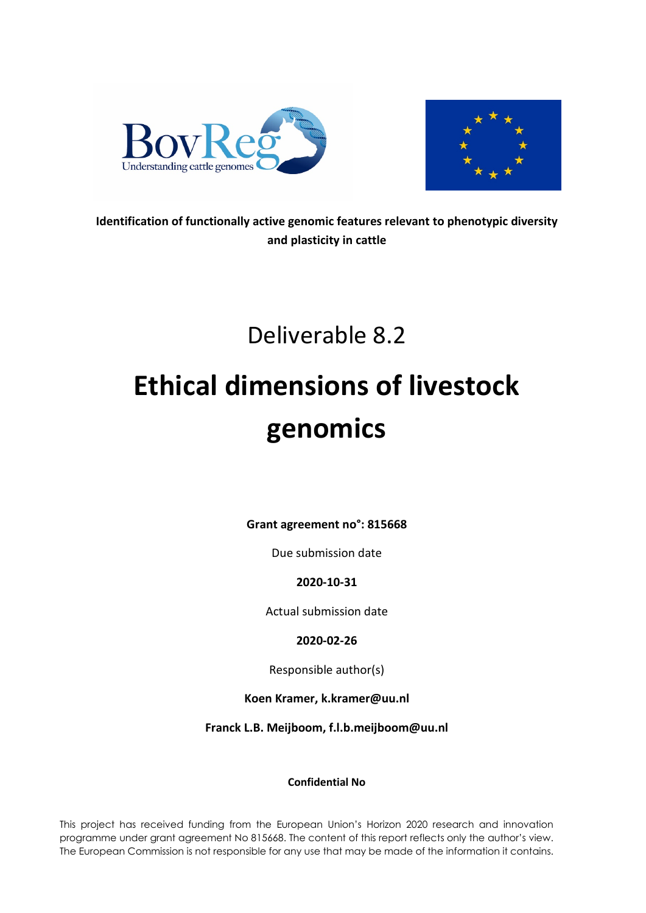**Identification of functionally active genomic features relevant to phenotypic diversity and plasticity in cattle**

Deliverable 8.2

# Ethical dimensions of livestock genomics

**Grant agreement no°: 815668**

Due submission date

**2020-10-31**

Actual submission date

**2020-02-26**

Responsible author(s)

**Koen Kramer, k.kramer@uu.nl**

**Franck L.B. Meijboom, f.l.b.meijboom@uu.nl**

**Confidential No**

This project has received funding from the European Union's Horizon 2020 research and innovation programme under grant agreement No 815668. The content of this report reflects only the author's view. The European Commission is not responsible for any use that may be made of the information it contains.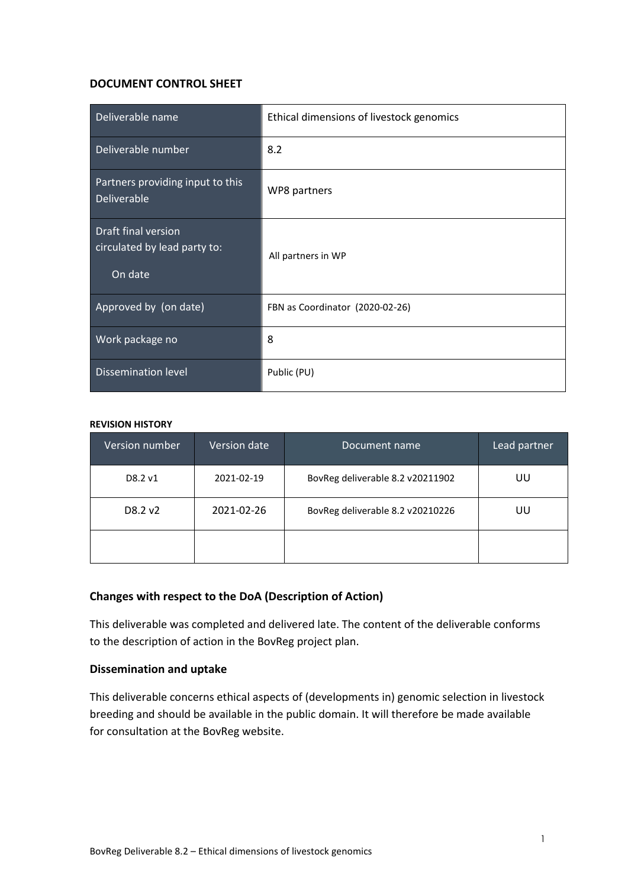**DOCUMENT CONTROL SHEET**

| Deliverable name | Ethical dimensions of livestock genomics |
|---|---|
| Deliverable number | 8.2 |
| Partners providing input to this Deliverable | WP8 partners |
| Draft final version circulated by lead party to: On date | All partners in WP |
| Approved by (on date) | FBN as Coordinator (2020-02-26) |
| Work package no | 8 |
| Dissemination level | Public (PU) |

**REVISION HISTORY**

| Version number | Version date | Document name | Lead partner |
|---|---|---|---|
| D8.2 v1 | 2021-02-19 | BovReg deliverable 8.2 v20211902 | UU |
| D8.2 v2 | 2021-02-26 | BovReg deliverable 8.2 v20210226 | UU |
| | | | |

### Changes with respect to the DoA (Description of Action)

This deliverable was completed and delivered late. The content of the deliverable conforms to the description of action in the BovReg project plan.

### Dissemination and uptake

This deliverable concerns ethical aspects of (developments in) genomic selection in livestock breeding and should be available in the public domain. It will therefore be made available for consultation at the BovReg website.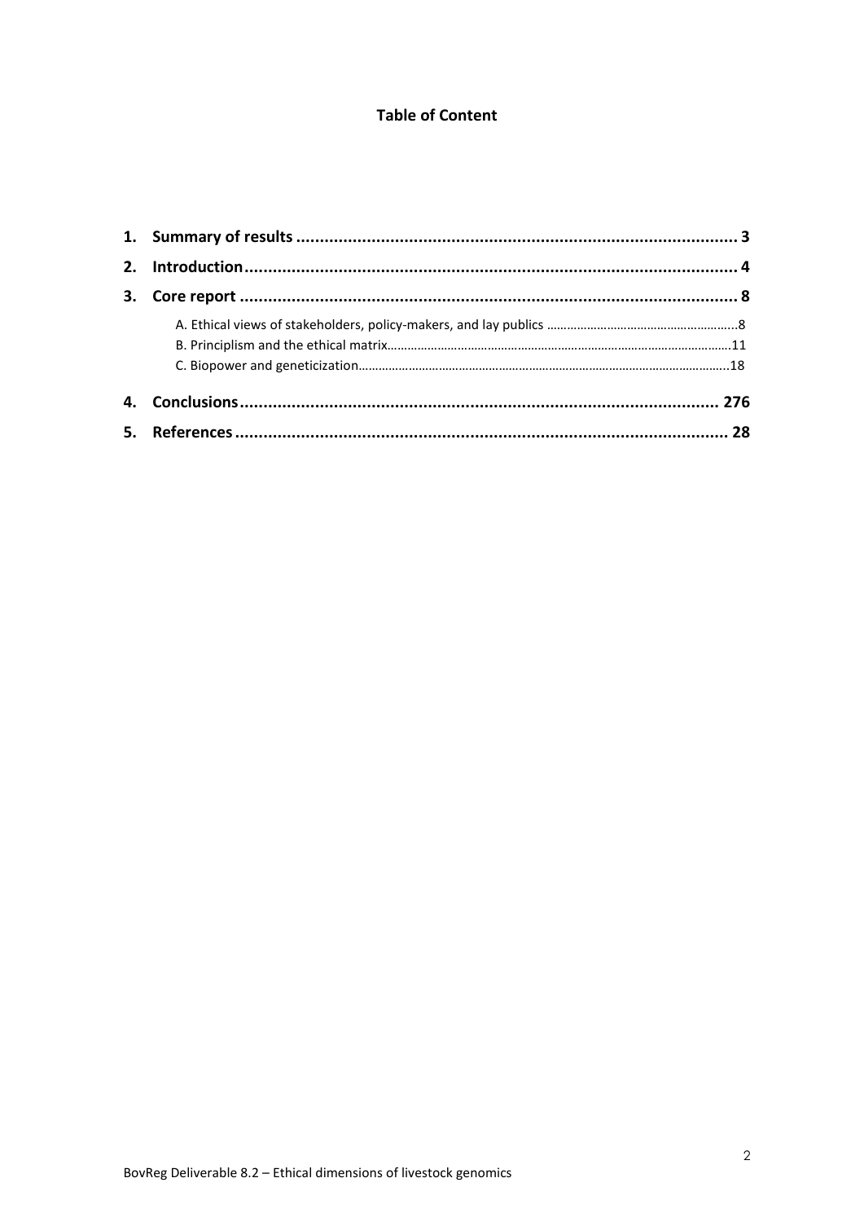**Table of Content**

1. **Summary of results** ..... 3
2. **Introduction** ..... 4
3. **Core report** ..... 8
   - A. Ethical views of stakeholders, policy-makers, and lay publics ..... 8
   - B. Principlism and the ethical matrix ..... 11
   - C. Biopower and geneticization ..... 18
4. **Conclusions** ..... 276
5. **References** ..... 28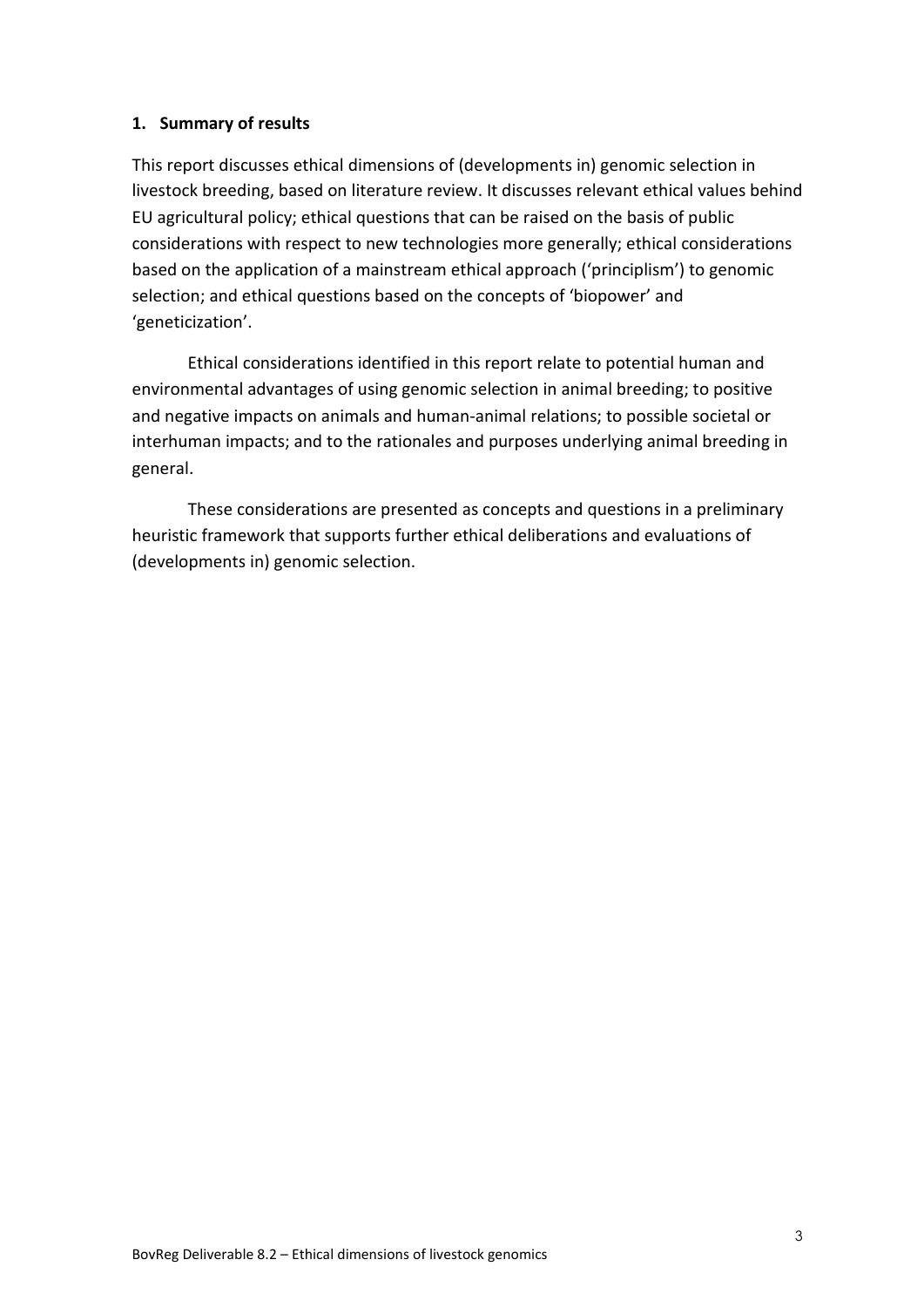## 1. Summary of results

This report discusses ethical dimensions of (developments in) genomic selection in livestock breeding, based on literature review. It discusses relevant ethical values behind EU agricultural policy; ethical questions that can be raised on the basis of public considerations with respect to new technologies more generally; ethical considerations based on the application of a mainstream ethical approach ('principlism') to genomic selection; and ethical questions based on the concepts of 'biopower' and 'geneticization'.

Ethical considerations identified in this report relate to potential human and environmental advantages of using genomic selection in animal breeding; to positive and negative impacts on animals and human-animal relations; to possible societal or interhuman impacts; and to the rationales and purposes underlying animal breeding in general.

These considerations are presented as concepts and questions in a preliminary heuristic framework that supports further ethical deliberations and evaluations of (developments in) genomic selection.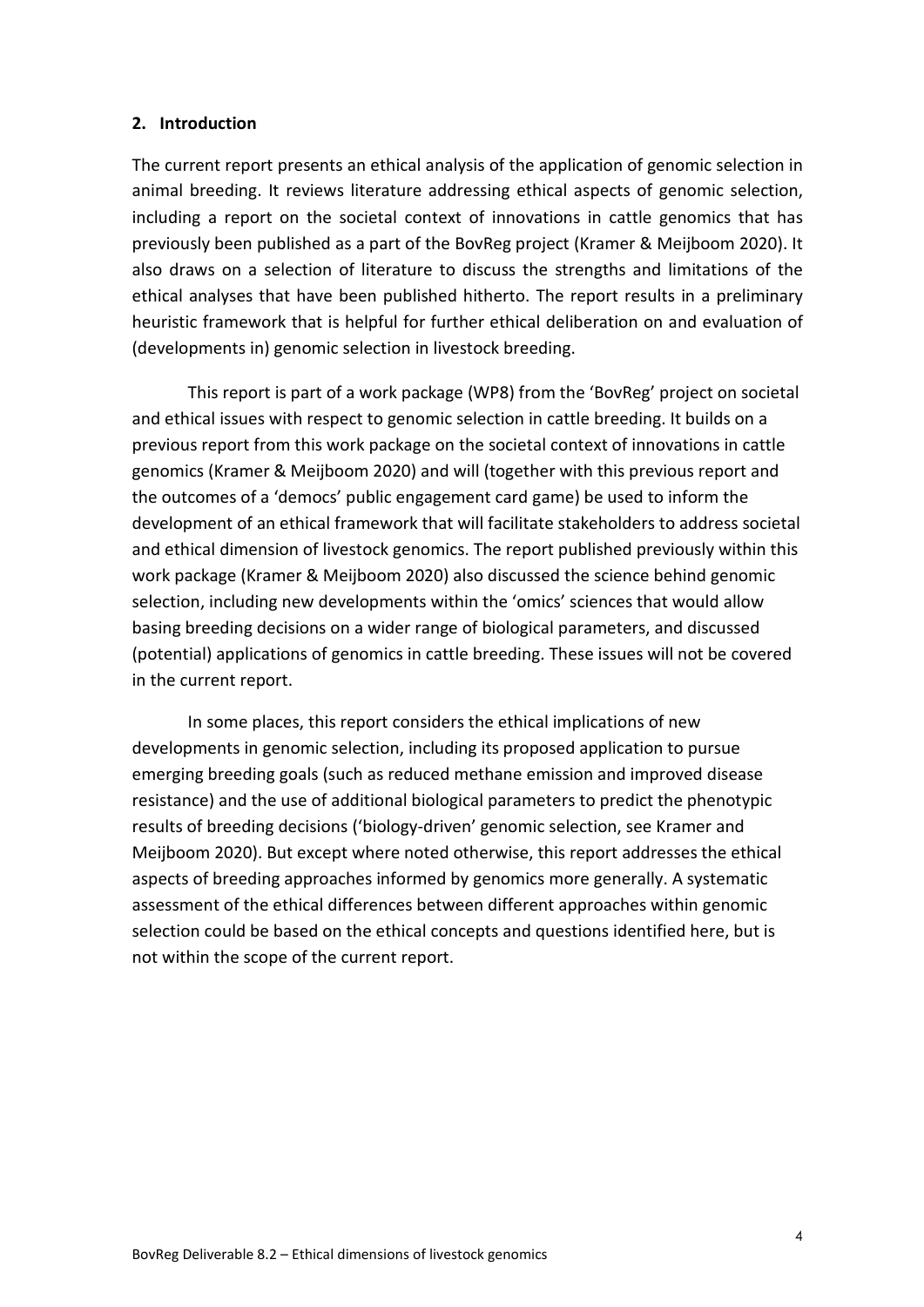## 2. Introduction

The current report presents an ethical analysis of the application of genomic selection in animal breeding. It reviews literature addressing ethical aspects of genomic selection, including a report on the societal context of innovations in cattle genomics that has previously been published as a part of the BovReg project (Kramer & Meijboom 2020). It also draws on a selection of literature to discuss the strengths and limitations of the ethical analyses that have been published hitherto. The report results in a preliminary heuristic framework that is helpful for further ethical deliberation on and evaluation of (developments in) genomic selection in livestock breeding.

This report is part of a work package (WP8) from the 'BovReg' project on societal and ethical issues with respect to genomic selection in cattle breeding. It builds on a previous report from this work package on the societal context of innovations in cattle genomics (Kramer & Meijboom 2020) and will (together with this previous report and the outcomes of a 'democs' public engagement card game) be used to inform the development of an ethical framework that will facilitate stakeholders to address societal and ethical dimension of livestock genomics. The report published previously within this work package (Kramer & Meijboom 2020) also discussed the science behind genomic selection, including new developments within the 'omics' sciences that would allow basing breeding decisions on a wider range of biological parameters, and discussed (potential) applications of genomics in cattle breeding. These issues will not be covered in the current report.

In some places, this report considers the ethical implications of new developments in genomic selection, including its proposed application to pursue emerging breeding goals (such as reduced methane emission and improved disease resistance) and the use of additional biological parameters to predict the phenotypic results of breeding decisions ('biology-driven' genomic selection, see Kramer and Meijboom 2020). But except where noted otherwise, this report addresses the ethical aspects of breeding approaches informed by genomics more generally. A systematic assessment of the ethical differences between different approaches within genomic selection could be based on the ethical concepts and questions identified here, but is not within the scope of the current report.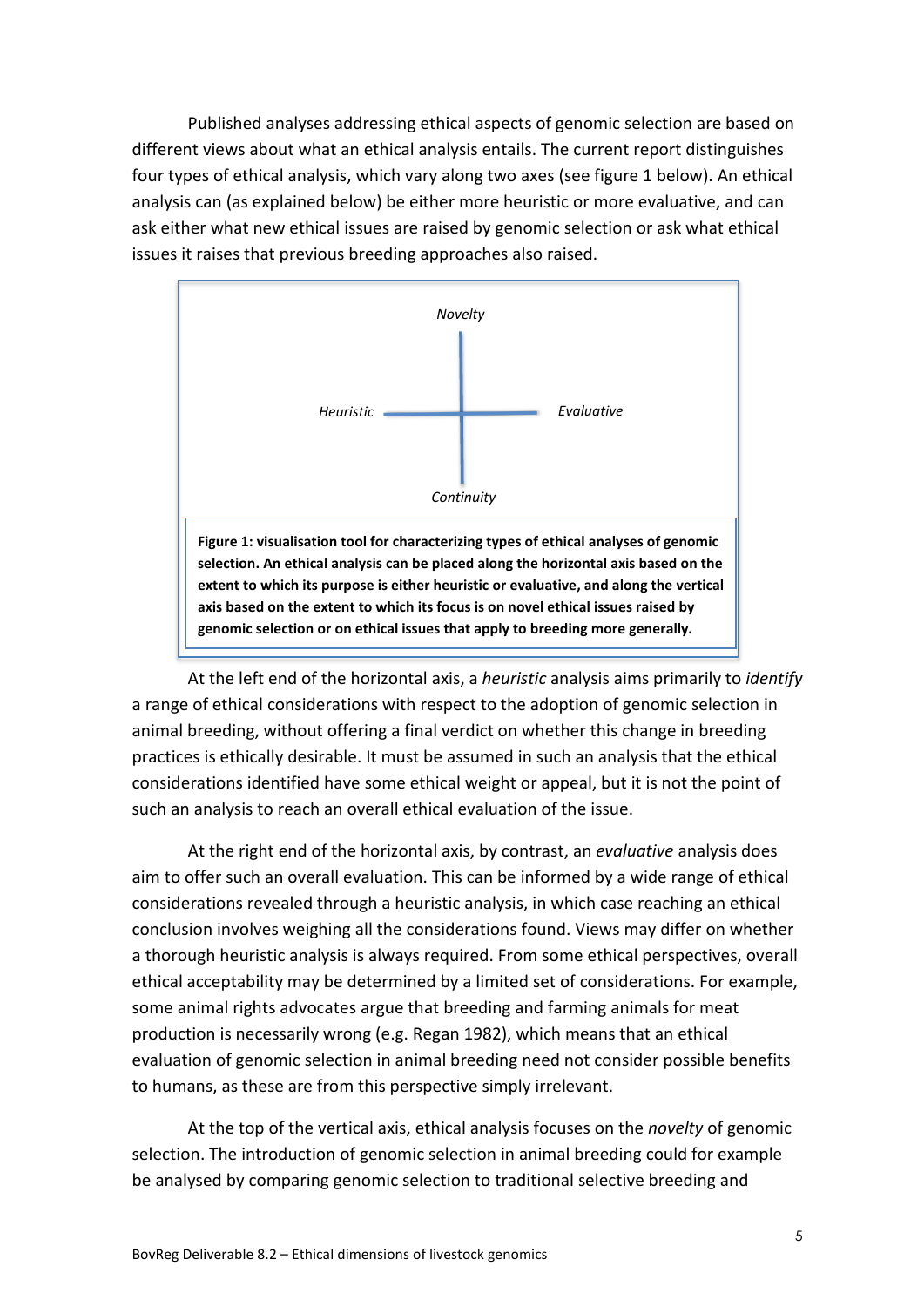Published analyses addressing ethical aspects of genomic selection are based on different views about what an ethical analysis entails. The current report distinguishes four types of ethical analysis, which vary along two axes (see figure 1 below). An ethical analysis can (as explained below) be either more heuristic or more evaluative, and can ask either what new ethical issues are raised by genomic selection or ask what ethical issues it raises that previous breeding approaches also raised.

*Novelty*

*Heuristic* — *Evaluative*

*Continuity*

**Figure 1: visualisation tool for characterizing types of ethical analyses of genomic selection. An ethical analysis can be placed along the horizontal axis based on the extent to which its purpose is either heuristic or evaluative, and along the vertical axis based on the extent to which its focus is on novel ethical issues raised by genomic selection or on ethical issues that apply to breeding more generally.**

At the left end of the horizontal axis, a *heuristic* analysis aims primarily to *identify* a range of ethical considerations with respect to the adoption of genomic selection in animal breeding, without offering a final verdict on whether this change in breeding practices is ethically desirable. It must be assumed in such an analysis that the ethical considerations identified have some ethical weight or appeal, but it is not the point of such an analysis to reach an overall ethical evaluation of the issue.

At the right end of the horizontal axis, by contrast, an *evaluative* analysis does aim to offer such an overall evaluation. This can be informed by a wide range of ethical considerations revealed through a heuristic analysis, in which case reaching an ethical conclusion involves weighing all the considerations found. Views may differ on whether a thorough heuristic analysis is always required. From some ethical perspectives, overall ethical acceptability may be determined by a limited set of considerations. For example, some animal rights advocates argue that breeding and farming animals for meat production is necessarily wrong (e.g. Regan 1982), which means that an ethical evaluation of genomic selection in animal breeding need not consider possible benefits to humans, as these are from this perspective simply irrelevant.

At the top of the vertical axis, ethical analysis focuses on the *novelty* of genomic selection. The introduction of genomic selection in animal breeding could for example be analysed by comparing genomic selection to traditional selective breeding and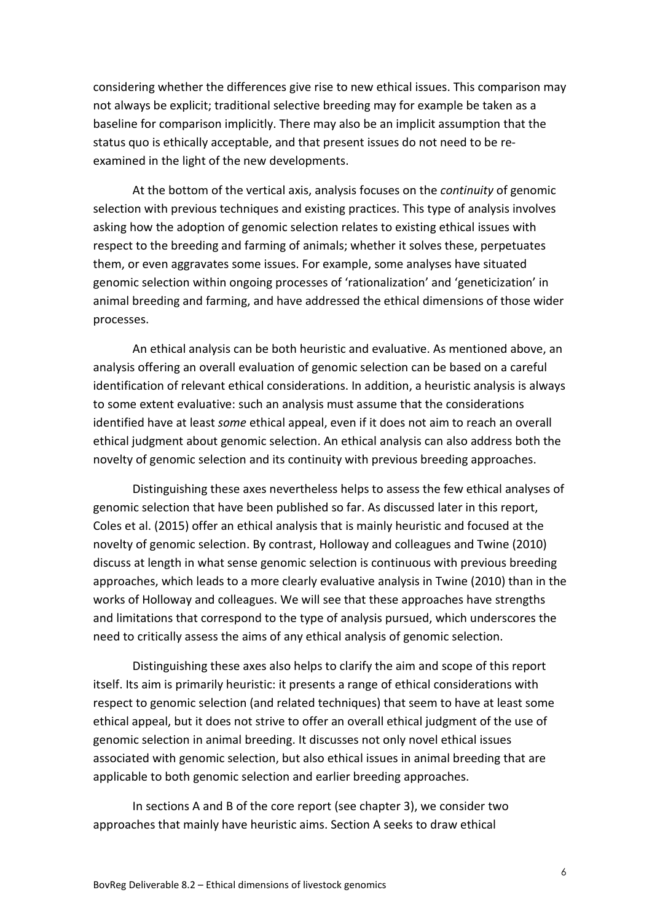considering whether the differences give rise to new ethical issues. This comparison may not always be explicit; traditional selective breeding may for example be taken as a baseline for comparison implicitly. There may also be an implicit assumption that the status quo is ethically acceptable, and that present issues do not need to be re-examined in the light of the new developments.

At the bottom of the vertical axis, analysis focuses on the *continuity* of genomic selection with previous techniques and existing practices. This type of analysis involves asking how the adoption of genomic selection relates to existing ethical issues with respect to the breeding and farming of animals; whether it solves these, perpetuates them, or even aggravates some issues. For example, some analyses have situated genomic selection within ongoing processes of 'rationalization' and 'geneticization' in animal breeding and farming, and have addressed the ethical dimensions of those wider processes.

An ethical analysis can be both heuristic and evaluative. As mentioned above, an analysis offering an overall evaluation of genomic selection can be based on a careful identification of relevant ethical considerations. In addition, a heuristic analysis is always to some extent evaluative: such an analysis must assume that the considerations identified have at least *some* ethical appeal, even if it does not aim to reach an overall ethical judgment about genomic selection. An ethical analysis can also address both the novelty of genomic selection and its continuity with previous breeding approaches.

Distinguishing these axes nevertheless helps to assess the few ethical analyses of genomic selection that have been published so far. As discussed later in this report, Coles et al. (2015) offer an ethical analysis that is mainly heuristic and focused at the novelty of genomic selection. By contrast, Holloway and colleagues and Twine (2010) discuss at length in what sense genomic selection is continuous with previous breeding approaches, which leads to a more clearly evaluative analysis in Twine (2010) than in the works of Holloway and colleagues. We will see that these approaches have strengths and limitations that correspond to the type of analysis pursued, which underscores the need to critically assess the aims of any ethical analysis of genomic selection.

Distinguishing these axes also helps to clarify the aim and scope of this report itself. Its aim is primarily heuristic: it presents a range of ethical considerations with respect to genomic selection (and related techniques) that seem to have at least some ethical appeal, but it does not strive to offer an overall ethical judgment of the use of genomic selection in animal breeding. It discusses not only novel ethical issues associated with genomic selection, but also ethical issues in animal breeding that are applicable to both genomic selection and earlier breeding approaches.

In sections A and B of the core report (see chapter 3), we consider two approaches that mainly have heuristic aims. Section A seeks to draw ethical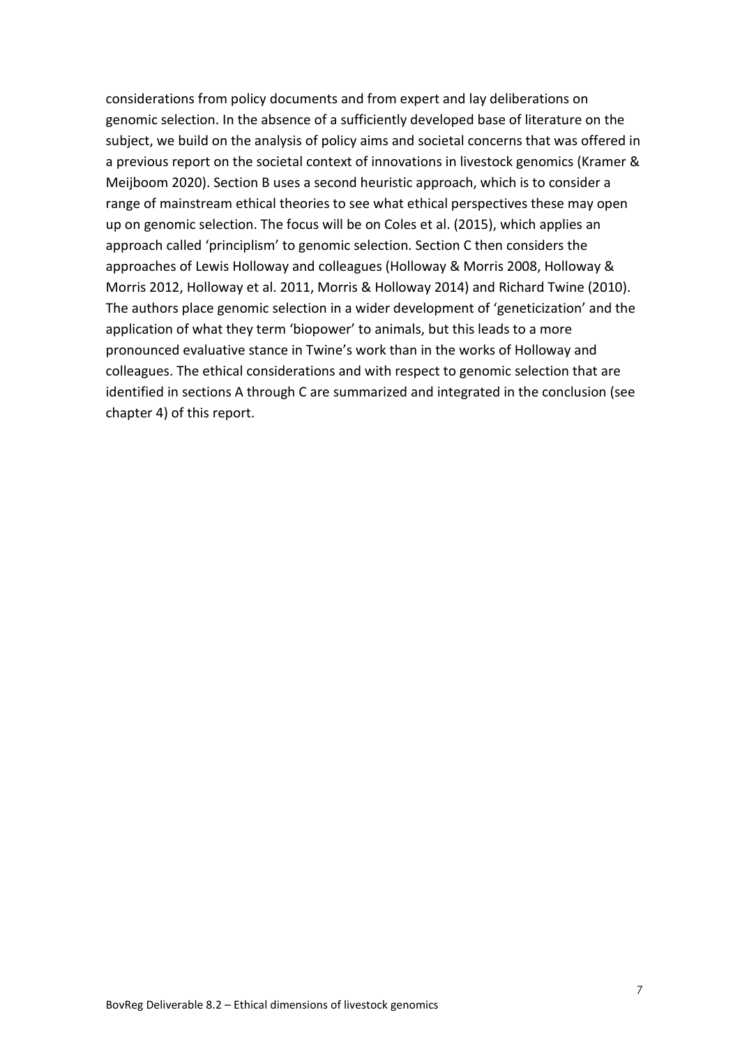considerations from policy documents and from expert and lay deliberations on genomic selection. In the absence of a sufficiently developed base of literature on the subject, we build on the analysis of policy aims and societal concerns that was offered in a previous report on the societal context of innovations in livestock genomics (Kramer & Meijboom 2020). Section B uses a second heuristic approach, which is to consider a range of mainstream ethical theories to see what ethical perspectives these may open up on genomic selection. The focus will be on Coles et al. (2015), which applies an approach called 'principlism' to genomic selection. Section C then considers the approaches of Lewis Holloway and colleagues (Holloway & Morris 2008, Holloway & Morris 2012, Holloway et al. 2011, Morris & Holloway 2014) and Richard Twine (2010). The authors place genomic selection in a wider development of 'geneticization' and the application of what they term 'biopower' to animals, but this leads to a more pronounced evaluative stance in Twine's work than in the works of Holloway and colleagues. The ethical considerations and with respect to genomic selection that are identified in sections A through C are summarized and integrated in the conclusion (see chapter 4) of this report.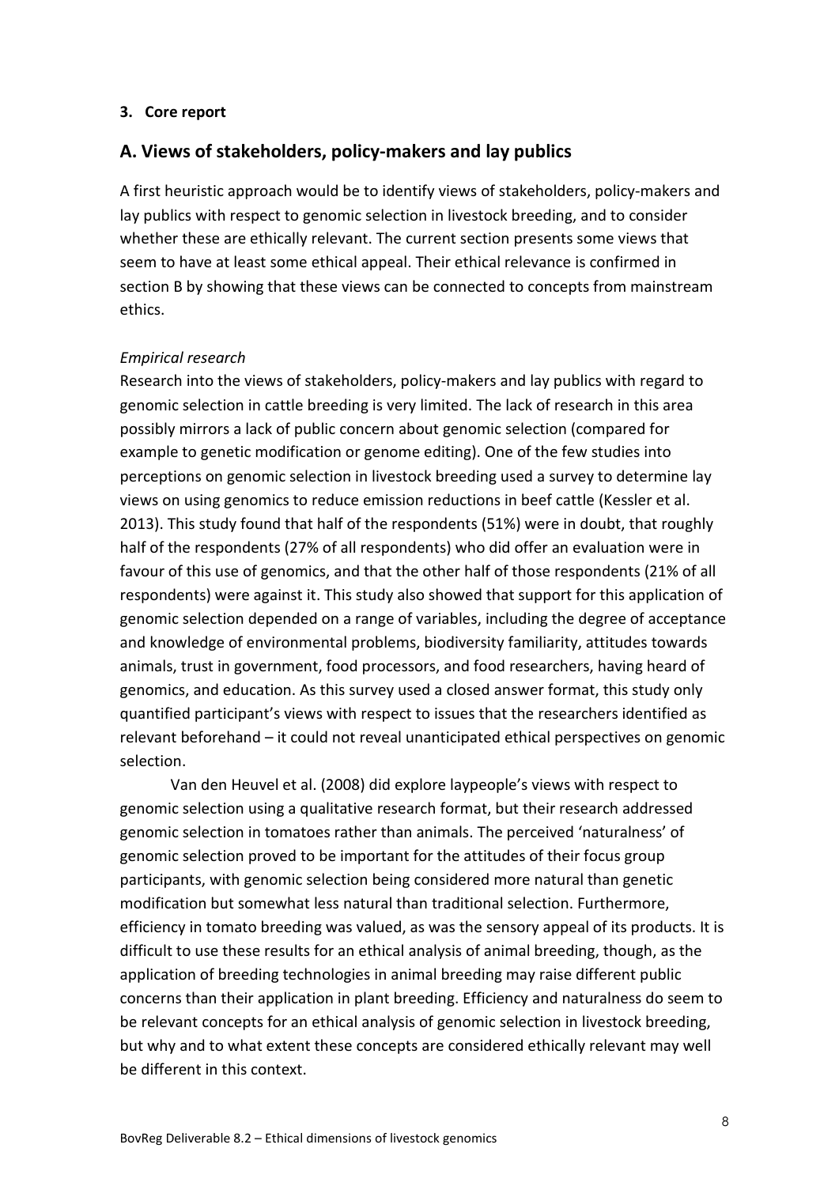### 3. Core report

## A. Views of stakeholders, policy-makers and lay publics

A first heuristic approach would be to identify views of stakeholders, policy-makers and lay publics with respect to genomic selection in livestock breeding, and to consider whether these are ethically relevant. The current section presents some views that seem to have at least some ethical appeal. Their ethical relevance is confirmed in section B by showing that these views can be connected to concepts from mainstream ethics.

*Empirical research*

Research into the views of stakeholders, policy-makers and lay publics with regard to genomic selection in cattle breeding is very limited. The lack of research in this area possibly mirrors a lack of public concern about genomic selection (compared for example to genetic modification or genome editing). One of the few studies into perceptions on genomic selection in livestock breeding used a survey to determine lay views on using genomics to reduce emission reductions in beef cattle (Kessler et al. 2013). This study found that half of the respondents (51%) were in doubt, that roughly half of the respondents (27% of all respondents) who did offer an evaluation were in favour of this use of genomics, and that the other half of those respondents (21% of all respondents) were against it. This study also showed that support for this application of genomic selection depended on a range of variables, including the degree of acceptance and knowledge of environmental problems, biodiversity familiarity, attitudes towards animals, trust in government, food processors, and food researchers, having heard of genomics, and education. As this survey used a closed answer format, this study only quantified participant's views with respect to issues that the researchers identified as relevant beforehand – it could not reveal unanticipated ethical perspectives on genomic selection.

Van den Heuvel et al. (2008) did explore laypeople's views with respect to genomic selection using a qualitative research format, but their research addressed genomic selection in tomatoes rather than animals. The perceived 'naturalness' of genomic selection proved to be important for the attitudes of their focus group participants, with genomic selection being considered more natural than genetic modification but somewhat less natural than traditional selection. Furthermore, efficiency in tomato breeding was valued, as was the sensory appeal of its products. It is difficult to use these results for an ethical analysis of animal breeding, though, as the application of breeding technologies in animal breeding may raise different public concerns than their application in plant breeding. Efficiency and naturalness do seem to be relevant concepts for an ethical analysis of genomic selection in livestock breeding, but why and to what extent these concepts are considered ethically relevant may well be different in this context.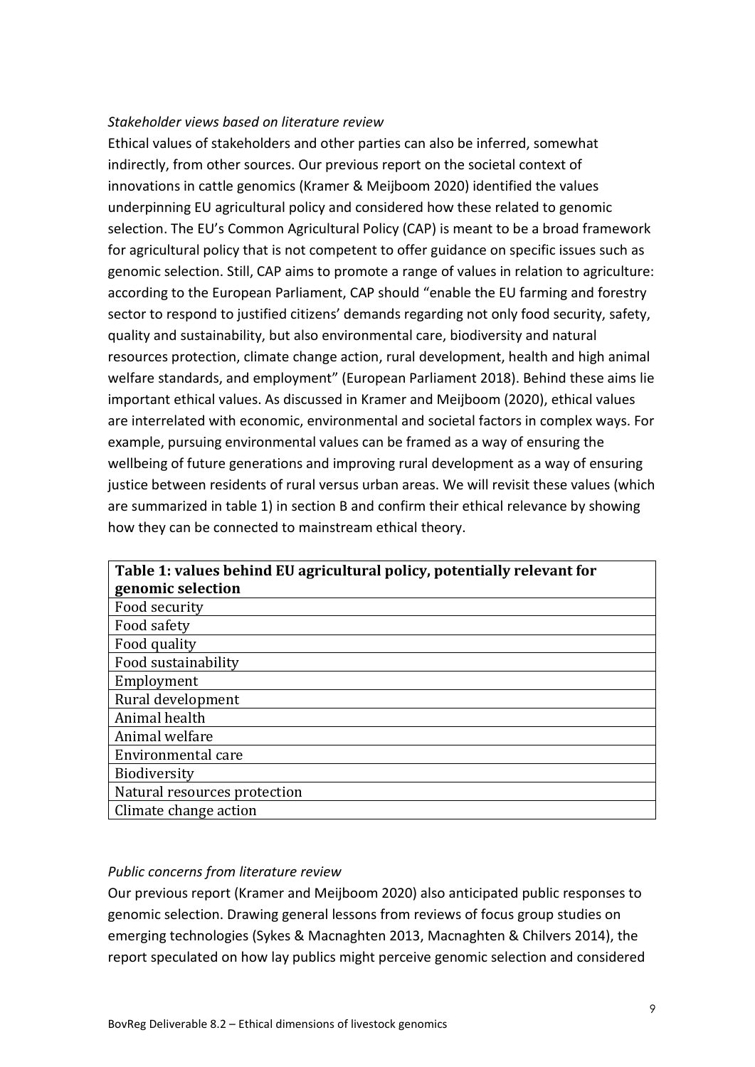*Stakeholder views based on literature review*

Ethical values of stakeholders and other parties can also be inferred, somewhat indirectly, from other sources. Our previous report on the societal context of innovations in cattle genomics (Kramer & Meijboom 2020) identified the values underpinning EU agricultural policy and considered how these related to genomic selection. The EU's Common Agricultural Policy (CAP) is meant to be a broad framework for agricultural policy that is not competent to offer guidance on specific issues such as genomic selection. Still, CAP aims to promote a range of values in relation to agriculture: according to the European Parliament, CAP should "enable the EU farming and forestry sector to respond to justified citizens' demands regarding not only food security, safety, quality and sustainability, but also environmental care, biodiversity and natural resources protection, climate change action, rural development, health and high animal welfare standards, and employment" (European Parliament 2018). Behind these aims lie important ethical values. As discussed in Kramer and Meijboom (2020), ethical values are interrelated with economic, environmental and societal factors in complex ways. For example, pursuing environmental values can be framed as a way of ensuring the wellbeing of future generations and improving rural development as a way of ensuring justice between residents of rural versus urban areas. We will revisit these values (which are summarized in table 1) in section B and confirm their ethical relevance by showing how they can be connected to mainstream ethical theory.

| **Table 1: values behind EU agricultural policy, potentially relevant for genomic selection** |
|---|
| Food security |
| Food safety |
| Food quality |
| Food sustainability |
| Employment |
| Rural development |
| Animal health |
| Animal welfare |
| Environmental care |
| Biodiversity |
| Natural resources protection |
| Climate change action |

*Public concerns from literature review*

Our previous report (Kramer and Meijboom 2020) also anticipated public responses to genomic selection. Drawing general lessons from reviews of focus group studies on emerging technologies (Sykes & Macnaghten 2013, Macnaghten & Chilvers 2014), the report speculated on how lay publics might perceive genomic selection and considered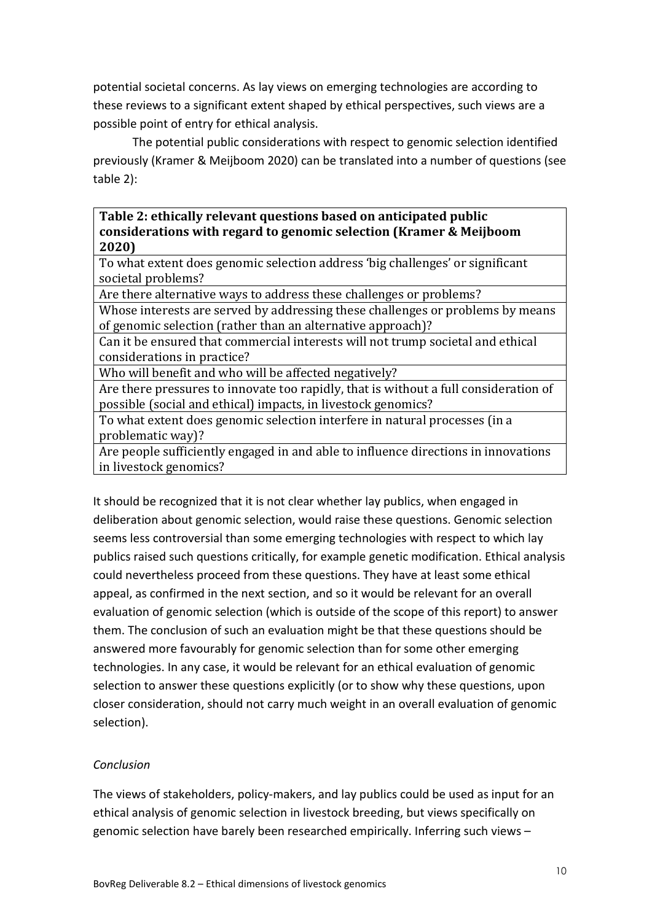potential societal concerns. As lay views on emerging technologies are according to these reviews to a significant extent shaped by ethical perspectives, such views are a possible point of entry for ethical analysis.

The potential public considerations with respect to genomic selection identified previously (Kramer & Meijboom 2020) can be translated into a number of questions (see table 2):

| **Table 2: ethically relevant questions based on anticipated public considerations with regard to genomic selection (Kramer & Meijboom 2020)** |
| --- |
| To what extent does genomic selection address 'big challenges' or significant societal problems? |
| Are there alternative ways to address these challenges or problems? |
| Whose interests are served by addressing these challenges or problems by means of genomic selection (rather than an alternative approach)? |
| Can it be ensured that commercial interests will not trump societal and ethical considerations in practice? |
| Who will benefit and who will be affected negatively? |
| Are there pressures to innovate too rapidly, that is without a full consideration of possible (social and ethical) impacts, in livestock genomics? |
| To what extent does genomic selection interfere in natural processes (in a problematic way)? |
| Are people sufficiently engaged in and able to influence directions in innovations in livestock genomics? |

It should be recognized that it is not clear whether lay publics, when engaged in deliberation about genomic selection, would raise these questions. Genomic selection seems less controversial than some emerging technologies with respect to which lay publics raised such questions critically, for example genetic modification. Ethical analysis could nevertheless proceed from these questions. They have at least some ethical appeal, as confirmed in the next section, and so it would be relevant for an overall evaluation of genomic selection (which is outside of the scope of this report) to answer them. The conclusion of such an evaluation might be that these questions should be answered more favourably for genomic selection than for some other emerging technologies. In any case, it would be relevant for an ethical evaluation of genomic selection to answer these questions explicitly (or to show why these questions, upon closer consideration, should not carry much weight in an overall evaluation of genomic selection).

*Conclusion*

The views of stakeholders, policy-makers, and lay publics could be used as input for an ethical analysis of genomic selection in livestock breeding, but views specifically on genomic selection have barely been researched empirically. Inferring such views –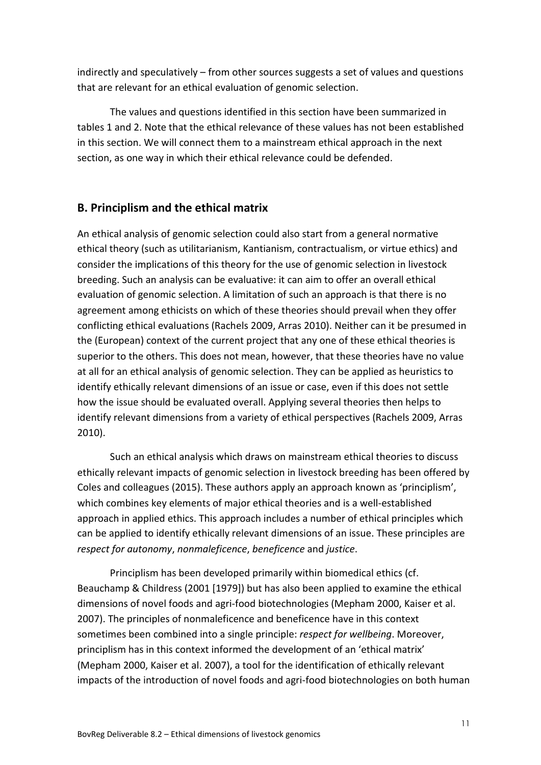indirectly and speculatively – from other sources suggests a set of values and questions that are relevant for an ethical evaluation of genomic selection.

The values and questions identified in this section have been summarized in tables 1 and 2. Note that the ethical relevance of these values has not been established in this section. We will connect them to a mainstream ethical approach in the next section, as one way in which their ethical relevance could be defended.

## B. Principlism and the ethical matrix

An ethical analysis of genomic selection could also start from a general normative ethical theory (such as utilitarianism, Kantianism, contractualism, or virtue ethics) and consider the implications of this theory for the use of genomic selection in livestock breeding. Such an analysis can be evaluative: it can aim to offer an overall ethical evaluation of genomic selection. A limitation of such an approach is that there is no agreement among ethicists on which of these theories should prevail when they offer conflicting ethical evaluations (Rachels 2009, Arras 2010). Neither can it be presumed in the (European) context of the current project that any one of these ethical theories is superior to the others. This does not mean, however, that these theories have no value at all for an ethical analysis of genomic selection. They can be applied as heuristics to identify ethically relevant dimensions of an issue or case, even if this does not settle how the issue should be evaluated overall. Applying several theories then helps to identify relevant dimensions from a variety of ethical perspectives (Rachels 2009, Arras 2010).

Such an ethical analysis which draws on mainstream ethical theories to discuss ethically relevant impacts of genomic selection in livestock breeding has been offered by Coles and colleagues (2015). These authors apply an approach known as 'principlism', which combines key elements of major ethical theories and is a well-established approach in applied ethics. This approach includes a number of ethical principles which can be applied to identify ethically relevant dimensions of an issue. These principles are *respect for autonomy*, *nonmaleficence*, *beneficence* and *justice*.

Principlism has been developed primarily within biomedical ethics (cf. Beauchamp & Childress (2001 [1979]) but has also been applied to examine the ethical dimensions of novel foods and agri-food biotechnologies (Mepham 2000, Kaiser et al. 2007). The principles of nonmaleficence and beneficence have in this context sometimes been combined into a single principle: *respect for wellbeing*. Moreover, principlism has in this context informed the development of an 'ethical matrix' (Mepham 2000, Kaiser et al. 2007), a tool for the identification of ethically relevant impacts of the introduction of novel foods and agri-food biotechnologies on both human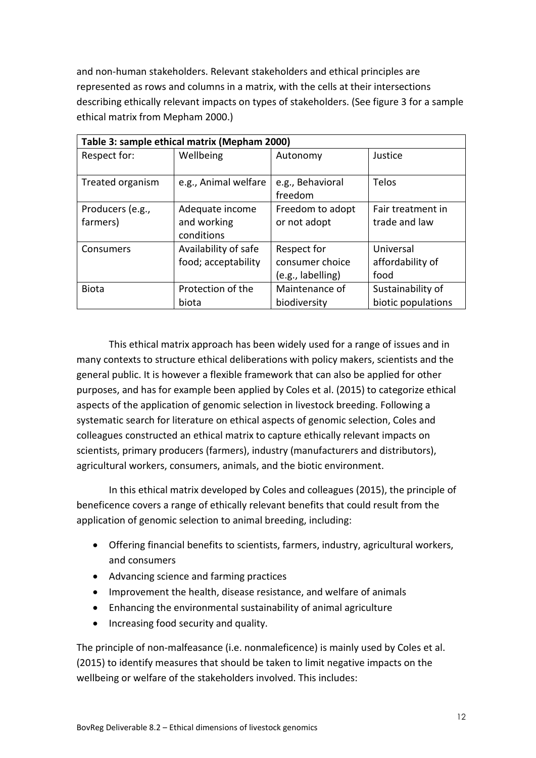and non-human stakeholders. Relevant stakeholders and ethical principles are represented as rows and columns in a matrix, with the cells at their intersections describing ethically relevant impacts on types of stakeholders. (See figure 3 for a sample ethical matrix from Mepham 2000.)

| **Table 3: sample ethical matrix (Mepham 2000)** | | | |
|---|---|---|---|
| Respect for: | Wellbeing | Autonomy | Justice |
| Treated organism | e.g., Animal welfare | e.g., Behavioral freedom | Telos |
| Producers (e.g., farmers) | Adequate income and working conditions | Freedom to adopt or not adopt | Fair treatment in trade and law |
| Consumers | Availability of safe food; acceptability | Respect for consumer choice (e.g., labelling) | Universal affordability of food |
| Biota | Protection of the biota | Maintenance of biodiversity | Sustainability of biotic populations |

This ethical matrix approach has been widely used for a range of issues and in many contexts to structure ethical deliberations with policy makers, scientists and the general public. It is however a flexible framework that can also be applied for other purposes, and has for example been applied by Coles et al. (2015) to categorize ethical aspects of the application of genomic selection in livestock breeding. Following a systematic search for literature on ethical aspects of genomic selection, Coles and colleagues constructed an ethical matrix to capture ethically relevant impacts on scientists, primary producers (farmers), industry (manufacturers and distributors), agricultural workers, consumers, animals, and the biotic environment.

In this ethical matrix developed by Coles and colleagues (2015), the principle of beneficence covers a range of ethically relevant benefits that could result from the application of genomic selection to animal breeding, including:

- Offering financial benefits to scientists, farmers, industry, agricultural workers, and consumers
- Advancing science and farming practices
- Improvement the health, disease resistance, and welfare of animals
- Enhancing the environmental sustainability of animal agriculture
- Increasing food security and quality.

The principle of non-malfeasance (i.e. nonmaleficence) is mainly used by Coles et al. (2015) to identify measures that should be taken to limit negative impacts on the wellbeing or welfare of the stakeholders involved. This includes: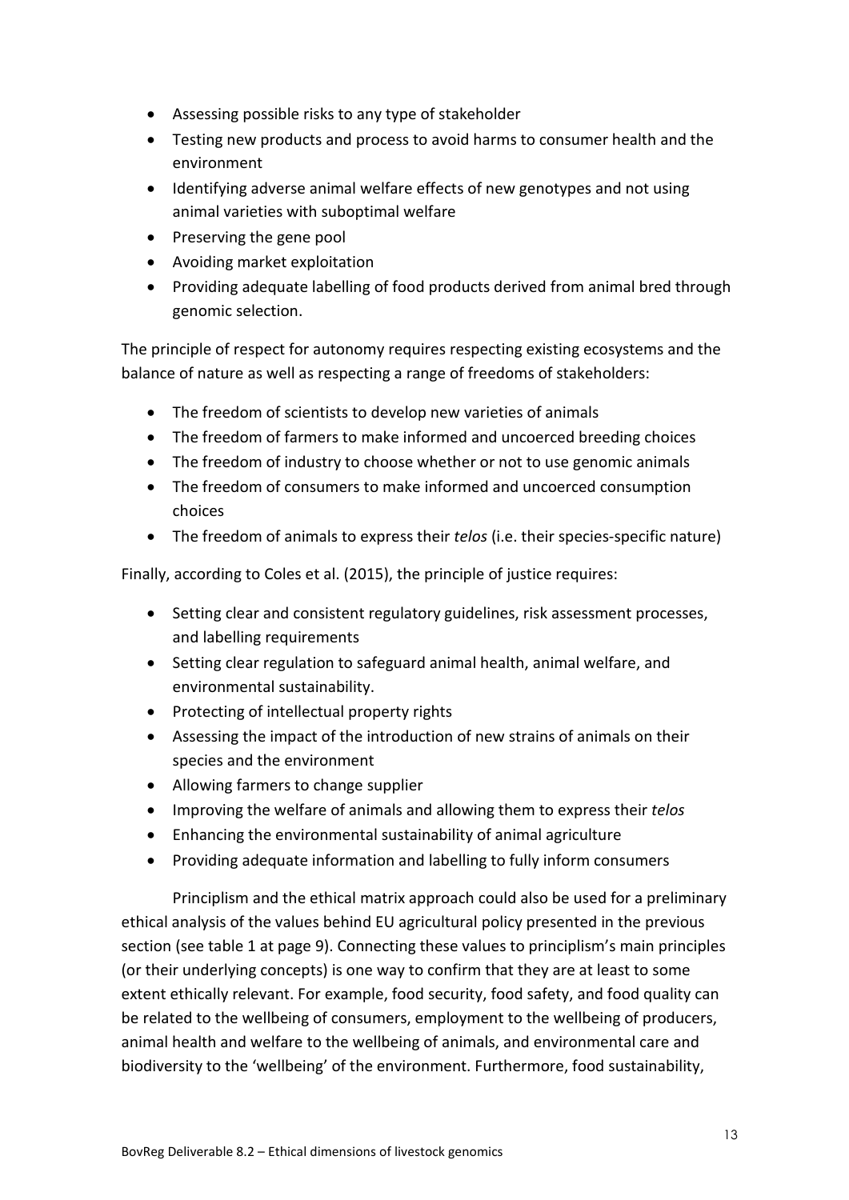- Assessing possible risks to any type of stakeholder
- Testing new products and process to avoid harms to consumer health and the environment
- Identifying adverse animal welfare effects of new genotypes and not using animal varieties with suboptimal welfare
- Preserving the gene pool
- Avoiding market exploitation
- Providing adequate labelling of food products derived from animal bred through genomic selection.

The principle of respect for autonomy requires respecting existing ecosystems and the balance of nature as well as respecting a range of freedoms of stakeholders:

- The freedom of scientists to develop new varieties of animals
- The freedom of farmers to make informed and uncoerced breeding choices
- The freedom of industry to choose whether or not to use genomic animals
- The freedom of consumers to make informed and uncoerced consumption choices
- The freedom of animals to express their *telos* (i.e. their species-specific nature)

Finally, according to Coles et al. (2015), the principle of justice requires:

- Setting clear and consistent regulatory guidelines, risk assessment processes, and labelling requirements
- Setting clear regulation to safeguard animal health, animal welfare, and environmental sustainability.
- Protecting of intellectual property rights
- Assessing the impact of the introduction of new strains of animals on their species and the environment
- Allowing farmers to change supplier
- Improving the welfare of animals and allowing them to express their *telos*
- Enhancing the environmental sustainability of animal agriculture
- Providing adequate information and labelling to fully inform consumers

Principlism and the ethical matrix approach could also be used for a preliminary ethical analysis of the values behind EU agricultural policy presented in the previous section (see table 1 at page 9). Connecting these values to principlism's main principles (or their underlying concepts) is one way to confirm that they are at least to some extent ethically relevant. For example, food security, food safety, and food quality can be related to the wellbeing of consumers, employment to the wellbeing of producers, animal health and welfare to the wellbeing of animals, and environmental care and biodiversity to the 'wellbeing' of the environment. Furthermore, food sustainability,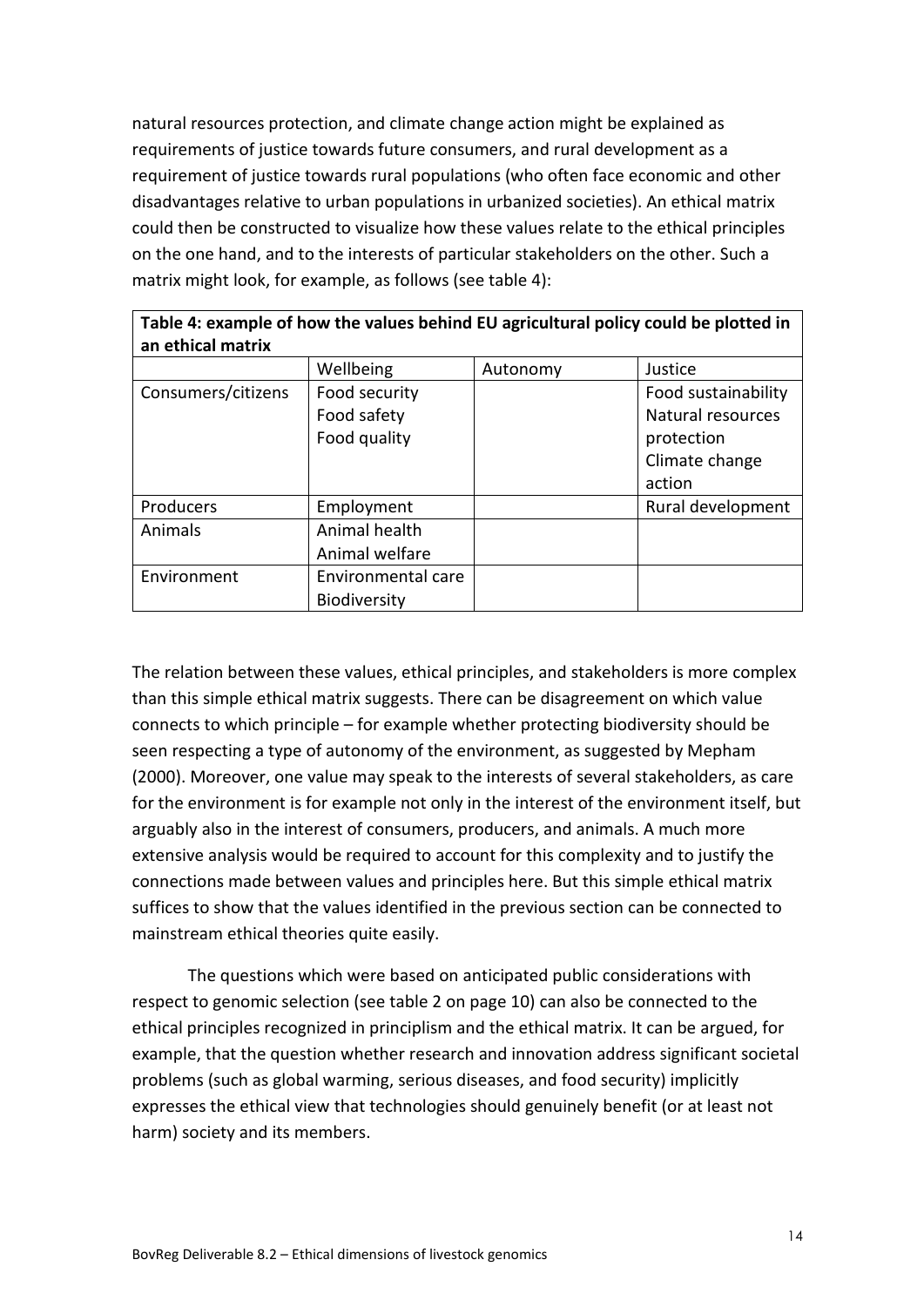natural resources protection, and climate change action might be explained as requirements of justice towards future consumers, and rural development as a requirement of justice towards rural populations (who often face economic and other disadvantages relative to urban populations in urbanized societies). An ethical matrix could then be constructed to visualize how these values relate to the ethical principles on the one hand, and to the interests of particular stakeholders on the other. Such a matrix might look, for example, as follows (see table 4):

**Table 4: example of how the values behind EU agricultural policy could be plotted in an ethical matrix**

| | Wellbeing | Autonomy | Justice |
|---|---|---|---|
| Consumers/citizens | Food security<br>Food safety<br>Food quality | | Food sustainability<br>Natural resources protection<br>Climate change action |
| Producers | Employment | | Rural development |
| Animals | Animal health<br>Animal welfare | | |
| Environment | Environmental care<br>Biodiversity | | |

The relation between these values, ethical principles, and stakeholders is more complex than this simple ethical matrix suggests. There can be disagreement on which value connects to which principle – for example whether protecting biodiversity should be seen respecting a type of autonomy of the environment, as suggested by Mepham (2000). Moreover, one value may speak to the interests of several stakeholders, as care for the environment is for example not only in the interest of the environment itself, but arguably also in the interest of consumers, producers, and animals. A much more extensive analysis would be required to account for this complexity and to justify the connections made between values and principles here. But this simple ethical matrix suffices to show that the values identified in the previous section can be connected to mainstream ethical theories quite easily.

The questions which were based on anticipated public considerations with respect to genomic selection (see table 2 on page 10) can also be connected to the ethical principles recognized in principlism and the ethical matrix. It can be argued, for example, that the question whether research and innovation address significant societal problems (such as global warming, serious diseases, and food security) implicitly expresses the ethical view that technologies should genuinely benefit (or at least not harm) society and its members.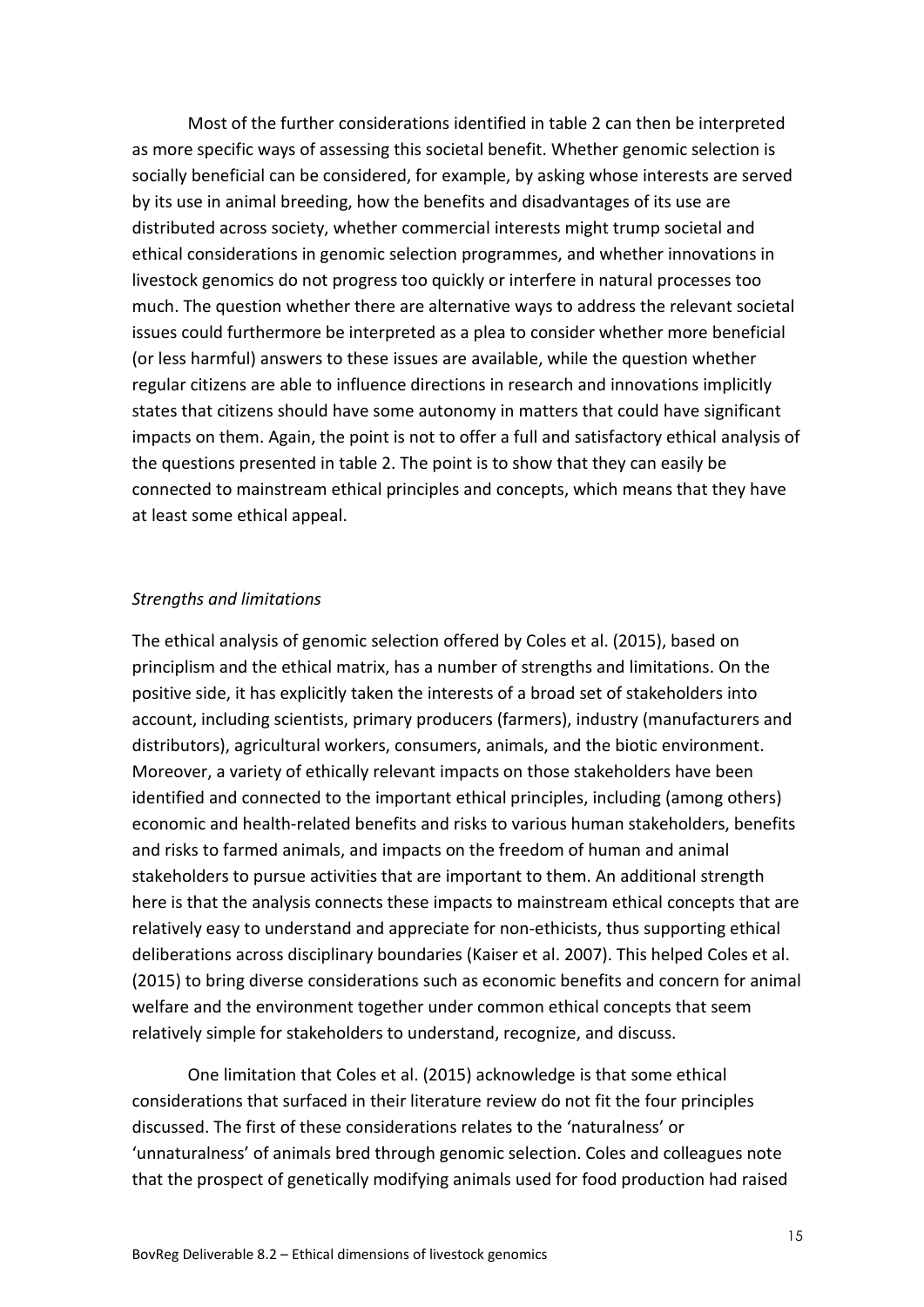Most of the further considerations identified in table 2 can then be interpreted as more specific ways of assessing this societal benefit. Whether genomic selection is socially beneficial can be considered, for example, by asking whose interests are served by its use in animal breeding, how the benefits and disadvantages of its use are distributed across society, whether commercial interests might trump societal and ethical considerations in genomic selection programmes, and whether innovations in livestock genomics do not progress too quickly or interfere in natural processes too much. The question whether there are alternative ways to address the relevant societal issues could furthermore be interpreted as a plea to consider whether more beneficial (or less harmful) answers to these issues are available, while the question whether regular citizens are able to influence directions in research and innovations implicitly states that citizens should have some autonomy in matters that could have significant impacts on them. Again, the point is not to offer a full and satisfactory ethical analysis of the questions presented in table 2. The point is to show that they can easily be connected to mainstream ethical principles and concepts, which means that they have at least some ethical appeal.

*Strengths and limitations*

The ethical analysis of genomic selection offered by Coles et al. (2015), based on principlism and the ethical matrix, has a number of strengths and limitations. On the positive side, it has explicitly taken the interests of a broad set of stakeholders into account, including scientists, primary producers (farmers), industry (manufacturers and distributors), agricultural workers, consumers, animals, and the biotic environment. Moreover, a variety of ethically relevant impacts on those stakeholders have been identified and connected to the important ethical principles, including (among others) economic and health-related benefits and risks to various human stakeholders, benefits and risks to farmed animals, and impacts on the freedom of human and animal stakeholders to pursue activities that are important to them. An additional strength here is that the analysis connects these impacts to mainstream ethical concepts that are relatively easy to understand and appreciate for non-ethicists, thus supporting ethical deliberations across disciplinary boundaries (Kaiser et al. 2007). This helped Coles et al. (2015) to bring diverse considerations such as economic benefits and concern for animal welfare and the environment together under common ethical concepts that seem relatively simple for stakeholders to understand, recognize, and discuss.

One limitation that Coles et al. (2015) acknowledge is that some ethical considerations that surfaced in their literature review do not fit the four principles discussed. The first of these considerations relates to the 'naturalness' or 'unnaturalness' of animals bred through genomic selection. Coles and colleagues note that the prospect of genetically modifying animals used for food production had raised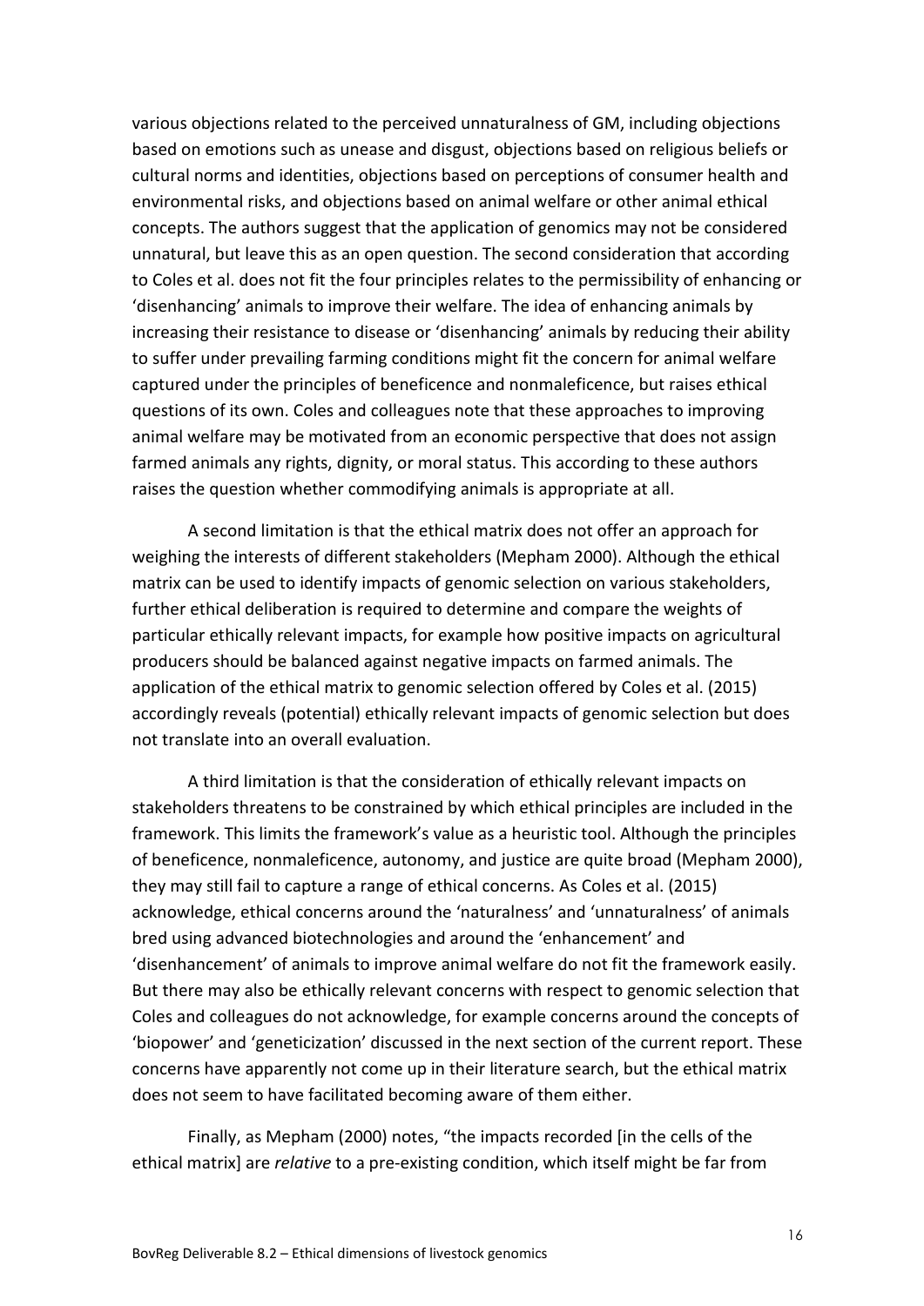various objections related to the perceived unnaturalness of GM, including objections based on emotions such as unease and disgust, objections based on religious beliefs or cultural norms and identities, objections based on perceptions of consumer health and environmental risks, and objections based on animal welfare or other animal ethical concepts. The authors suggest that the application of genomics may not be considered unnatural, but leave this as an open question. The second consideration that according to Coles et al. does not fit the four principles relates to the permissibility of enhancing or 'disenhancing' animals to improve their welfare. The idea of enhancing animals by increasing their resistance to disease or 'disenhancing' animals by reducing their ability to suffer under prevailing farming conditions might fit the concern for animal welfare captured under the principles of beneficence and nonmaleficence, but raises ethical questions of its own. Coles and colleagues note that these approaches to improving animal welfare may be motivated from an economic perspective that does not assign farmed animals any rights, dignity, or moral status. This according to these authors raises the question whether commodifying animals is appropriate at all.

A second limitation is that the ethical matrix does not offer an approach for weighing the interests of different stakeholders (Mepham 2000). Although the ethical matrix can be used to identify impacts of genomic selection on various stakeholders, further ethical deliberation is required to determine and compare the weights of particular ethically relevant impacts, for example how positive impacts on agricultural producers should be balanced against negative impacts on farmed animals. The application of the ethical matrix to genomic selection offered by Coles et al. (2015) accordingly reveals (potential) ethically relevant impacts of genomic selection but does not translate into an overall evaluation.

A third limitation is that the consideration of ethically relevant impacts on stakeholders threatens to be constrained by which ethical principles are included in the framework. This limits the framework's value as a heuristic tool. Although the principles of beneficence, nonmaleficence, autonomy, and justice are quite broad (Mepham 2000), they may still fail to capture a range of ethical concerns. As Coles et al. (2015) acknowledge, ethical concerns around the 'naturalness' and 'unnaturalness' of animals bred using advanced biotechnologies and around the 'enhancement' and 'disenhancement' of animals to improve animal welfare do not fit the framework easily. But there may also be ethically relevant concerns with respect to genomic selection that Coles and colleagues do not acknowledge, for example concerns around the concepts of 'biopower' and 'geneticization' discussed in the next section of the current report. These concerns have apparently not come up in their literature search, but the ethical matrix does not seem to have facilitated becoming aware of them either.

Finally, as Mepham (2000) notes, "the impacts recorded [in the cells of the ethical matrix] are *relative* to a pre-existing condition, which itself might be far from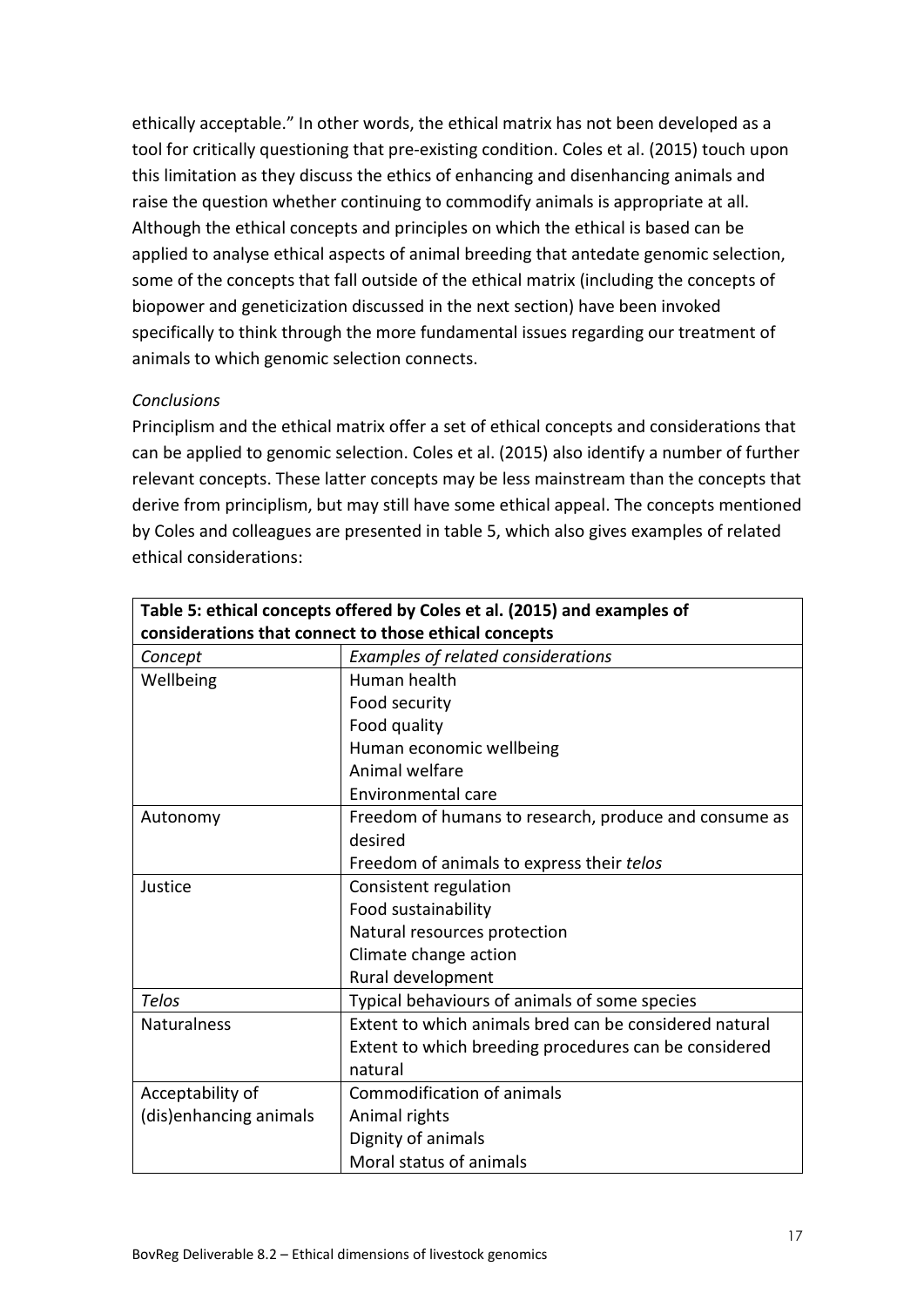ethically acceptable." In other words, the ethical matrix has not been developed as a tool for critically questioning that pre-existing condition. Coles et al. (2015) touch upon this limitation as they discuss the ethics of enhancing and disenhancing animals and raise the question whether continuing to commodify animals is appropriate at all. Although the ethical concepts and principles on which the ethical is based can be applied to analyse ethical aspects of animal breeding that antedate genomic selection, some of the concepts that fall outside of the ethical matrix (including the concepts of biopower and geneticization discussed in the next section) have been invoked specifically to think through the more fundamental issues regarding our treatment of animals to which genomic selection connects.

*Conclusions*

Principlism and the ethical matrix offer a set of ethical concepts and considerations that can be applied to genomic selection. Coles et al. (2015) also identify a number of further relevant concepts. These latter concepts may be less mainstream than the concepts that derive from principlism, but may still have some ethical appeal. The concepts mentioned by Coles and colleagues are presented in table 5, which also gives examples of related ethical considerations:

**Table 5: ethical concepts offered by Coles et al. (2015) and examples of considerations that connect to those ethical concepts**

| *Concept* | *Examples of related considerations* |
|---|---|
| Wellbeing | Human health<br>Food security<br>Food quality<br>Human economic wellbeing<br>Animal welfare<br>Environmental care |
| Autonomy | Freedom of humans to research, produce and consume as desired<br>Freedom of animals to express their *telos* |
| Justice | Consistent regulation<br>Food sustainability<br>Natural resources protection<br>Climate change action<br>Rural development |
| *Telos* | Typical behaviours of animals of some species |
| Naturalness | Extent to which animals bred can be considered natural<br>Extent to which breeding procedures can be considered natural |
| Acceptability of (dis)enhancing animals | Commodification of animals<br>Animal rights<br>Dignity of animals<br>Moral status of animals |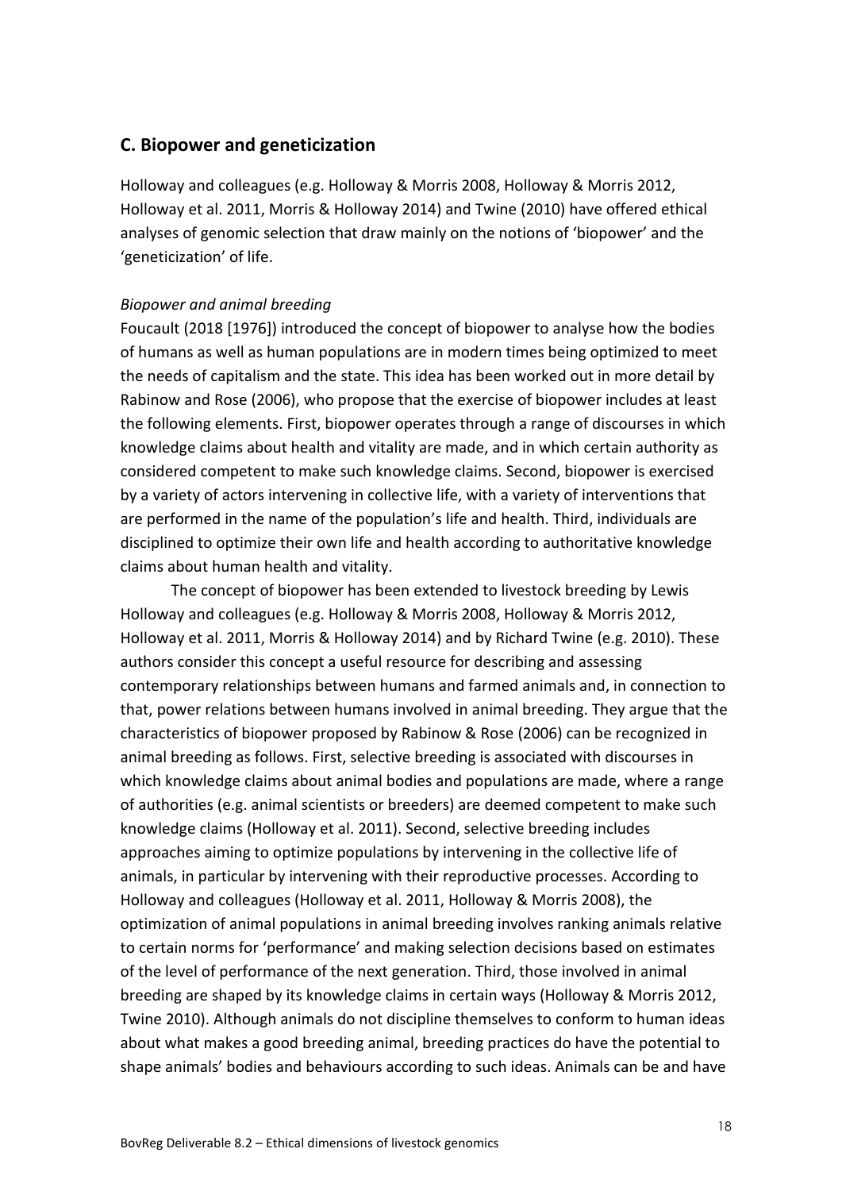## C. Biopower and geneticization

Holloway and colleagues (e.g. Holloway & Morris 2008, Holloway & Morris 2012, Holloway et al. 2011, Morris & Holloway 2014) and Twine (2010) have offered ethical analyses of genomic selection that draw mainly on the notions of 'biopower' and the 'geneticization' of life.

### *Biopower and animal breeding*

Foucault (2018 [1976]) introduced the concept of biopower to analyse how the bodies of humans as well as human populations are in modern times being optimized to meet the needs of capitalism and the state. This idea has been worked out in more detail by Rabinow and Rose (2006), who propose that the exercise of biopower includes at least the following elements. First, biopower operates through a range of discourses in which knowledge claims about health and vitality are made, and in which certain authority as considered competent to make such knowledge claims. Second, biopower is exercised by a variety of actors intervening in collective life, with a variety of interventions that are performed in the name of the population's life and health. Third, individuals are disciplined to optimize their own life and health according to authoritative knowledge claims about human health and vitality.

The concept of biopower has been extended to livestock breeding by Lewis Holloway and colleagues (e.g. Holloway & Morris 2008, Holloway & Morris 2012, Holloway et al. 2011, Morris & Holloway 2014) and by Richard Twine (e.g. 2010). These authors consider this concept a useful resource for describing and assessing contemporary relationships between humans and farmed animals and, in connection to that, power relations between humans involved in animal breeding. They argue that the characteristics of biopower proposed by Rabinow & Rose (2006) can be recognized in animal breeding as follows. First, selective breeding is associated with discourses in which knowledge claims about animal bodies and populations are made, where a range of authorities (e.g. animal scientists or breeders) are deemed competent to make such knowledge claims (Holloway et al. 2011). Second, selective breeding includes approaches aiming to optimize populations by intervening in the collective life of animals, in particular by intervening with their reproductive processes. According to Holloway and colleagues (Holloway et al. 2011, Holloway & Morris 2008), the optimization of animal populations in animal breeding involves ranking animals relative to certain norms for 'performance' and making selection decisions based on estimates of the level of performance of the next generation. Third, those involved in animal breeding are shaped by its knowledge claims in certain ways (Holloway & Morris 2012, Twine 2010). Although animals do not discipline themselves to conform to human ideas about what makes a good breeding animal, breeding practices do have the potential to shape animals' bodies and behaviours according to such ideas. Animals can be and have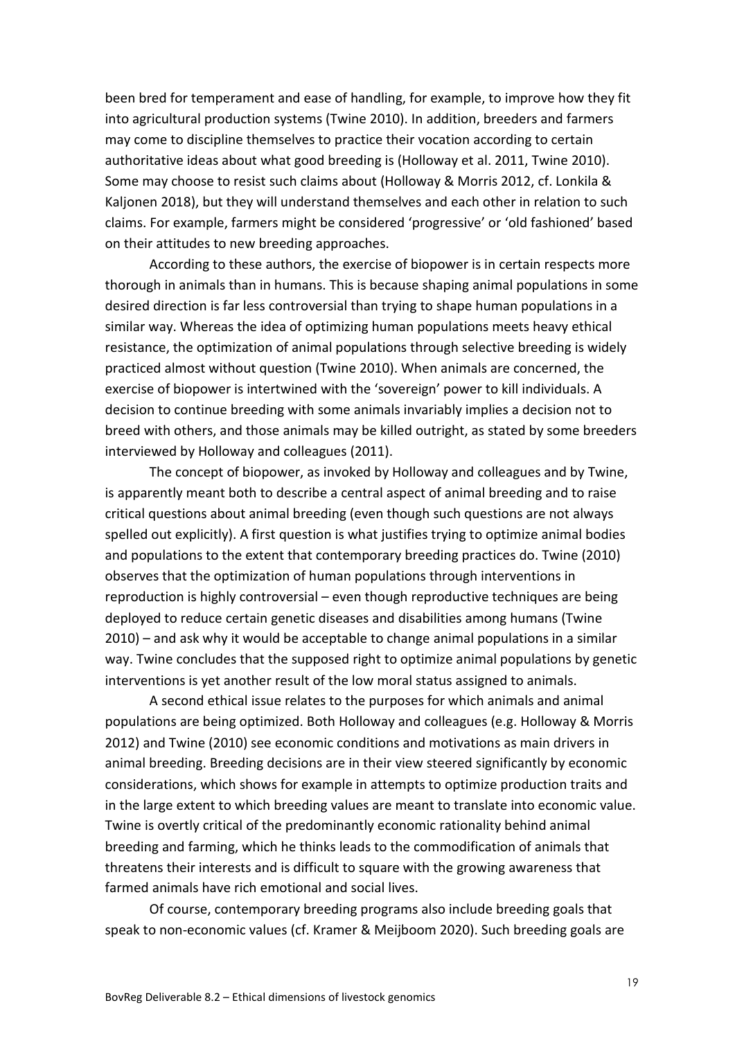been bred for temperament and ease of handling, for example, to improve how they fit into agricultural production systems (Twine 2010). In addition, breeders and farmers may come to discipline themselves to practice their vocation according to certain authoritative ideas about what good breeding is (Holloway et al. 2011, Twine 2010). Some may choose to resist such claims about (Holloway & Morris 2012, cf. Lonkila & Kaljonen 2018), but they will understand themselves and each other in relation to such claims. For example, farmers might be considered 'progressive' or 'old fashioned' based on their attitudes to new breeding approaches.

According to these authors, the exercise of biopower is in certain respects more thorough in animals than in humans. This is because shaping animal populations in some desired direction is far less controversial than trying to shape human populations in a similar way. Whereas the idea of optimizing human populations meets heavy ethical resistance, the optimization of animal populations through selective breeding is widely practiced almost without question (Twine 2010). When animals are concerned, the exercise of biopower is intertwined with the 'sovereign' power to kill individuals. A decision to continue breeding with some animals invariably implies a decision not to breed with others, and those animals may be killed outright, as stated by some breeders interviewed by Holloway and colleagues (2011).

The concept of biopower, as invoked by Holloway and colleagues and by Twine, is apparently meant both to describe a central aspect of animal breeding and to raise critical questions about animal breeding (even though such questions are not always spelled out explicitly). A first question is what justifies trying to optimize animal bodies and populations to the extent that contemporary breeding practices do. Twine (2010) observes that the optimization of human populations through interventions in reproduction is highly controversial – even though reproductive techniques are being deployed to reduce certain genetic diseases and disabilities among humans (Twine 2010) – and ask why it would be acceptable to change animal populations in a similar way. Twine concludes that the supposed right to optimize animal populations by genetic interventions is yet another result of the low moral status assigned to animals.

A second ethical issue relates to the purposes for which animals and animal populations are being optimized. Both Holloway and colleagues (e.g. Holloway & Morris 2012) and Twine (2010) see economic conditions and motivations as main drivers in animal breeding. Breeding decisions are in their view steered significantly by economic considerations, which shows for example in attempts to optimize production traits and in the large extent to which breeding values are meant to translate into economic value. Twine is overtly critical of the predominantly economic rationality behind animal breeding and farming, which he thinks leads to the commodification of animals that threatens their interests and is difficult to square with the growing awareness that farmed animals have rich emotional and social lives.

Of course, contemporary breeding programs also include breeding goals that speak to non-economic values (cf. Kramer & Meijboom 2020). Such breeding goals are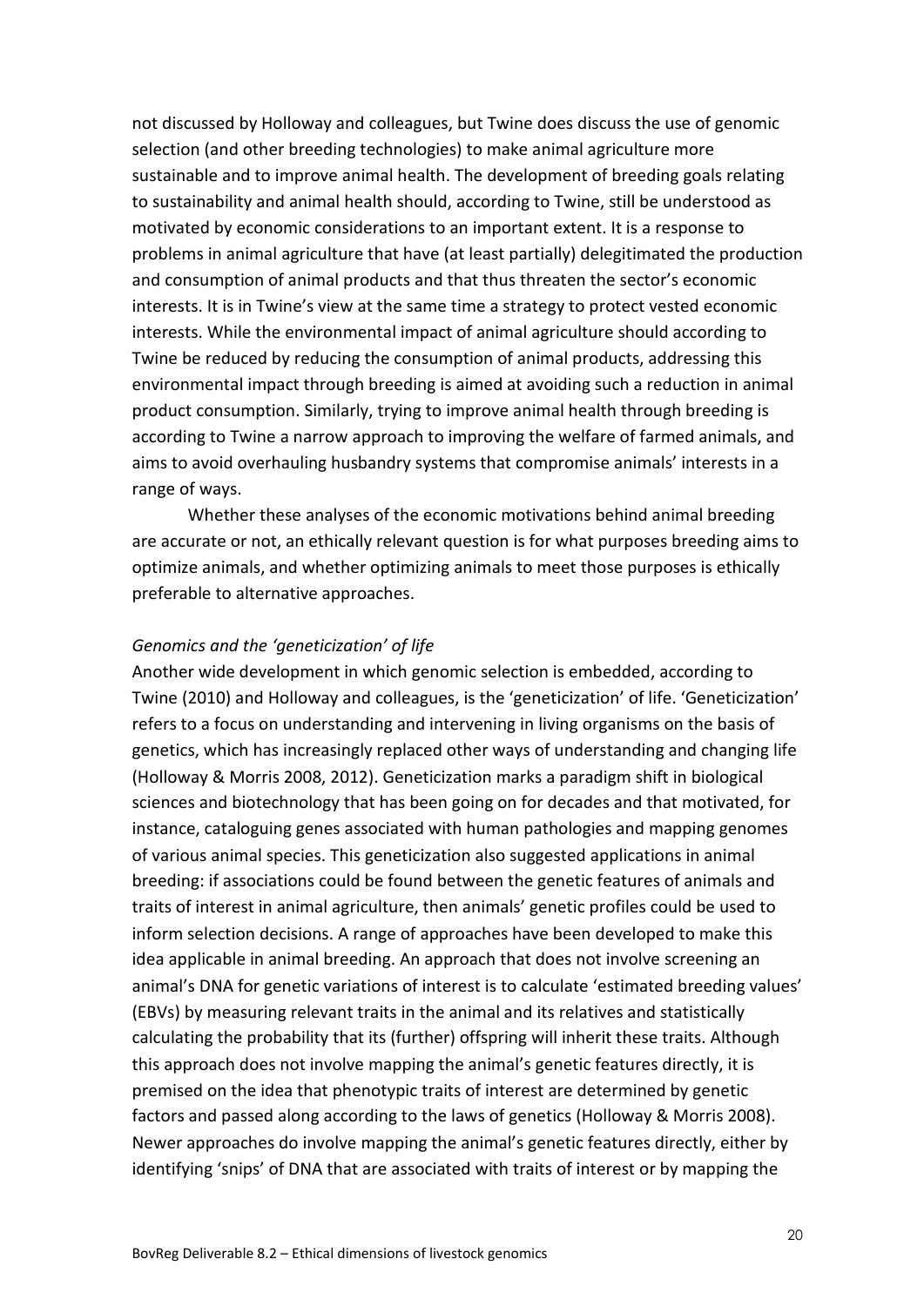not discussed by Holloway and colleagues, but Twine does discuss the use of genomic selection (and other breeding technologies) to make animal agriculture more sustainable and to improve animal health. The development of breeding goals relating to sustainability and animal health should, according to Twine, still be understood as motivated by economic considerations to an important extent. It is a response to problems in animal agriculture that have (at least partially) delegitimated the production and consumption of animal products and that thus threaten the sector's economic interests. It is in Twine's view at the same time a strategy to protect vested economic interests. While the environmental impact of animal agriculture should according to Twine be reduced by reducing the consumption of animal products, addressing this environmental impact through breeding is aimed at avoiding such a reduction in animal product consumption. Similarly, trying to improve animal health through breeding is according to Twine a narrow approach to improving the welfare of farmed animals, and aims to avoid overhauling husbandry systems that compromise animals' interests in a range of ways.

Whether these analyses of the economic motivations behind animal breeding are accurate or not, an ethically relevant question is for what purposes breeding aims to optimize animals, and whether optimizing animals to meet those purposes is ethically preferable to alternative approaches.

*Genomics and the 'geneticization' of life*

Another wide development in which genomic selection is embedded, according to Twine (2010) and Holloway and colleagues, is the 'geneticization' of life. 'Geneticization' refers to a focus on understanding and intervening in living organisms on the basis of genetics, which has increasingly replaced other ways of understanding and changing life (Holloway & Morris 2008, 2012). Geneticization marks a paradigm shift in biological sciences and biotechnology that has been going on for decades and that motivated, for instance, cataloguing genes associated with human pathologies and mapping genomes of various animal species. This geneticization also suggested applications in animal breeding: if associations could be found between the genetic features of animals and traits of interest in animal agriculture, then animals' genetic profiles could be used to inform selection decisions. A range of approaches have been developed to make this idea applicable in animal breeding. An approach that does not involve screening an animal's DNA for genetic variations of interest is to calculate 'estimated breeding values' (EBVs) by measuring relevant traits in the animal and its relatives and statistically calculating the probability that its (further) offspring will inherit these traits. Although this approach does not involve mapping the animal's genetic features directly, it is premised on the idea that phenotypic traits of interest are determined by genetic factors and passed along according to the laws of genetics (Holloway & Morris 2008). Newer approaches do involve mapping the animal's genetic features directly, either by identifying 'snips' of DNA that are associated with traits of interest or by mapping the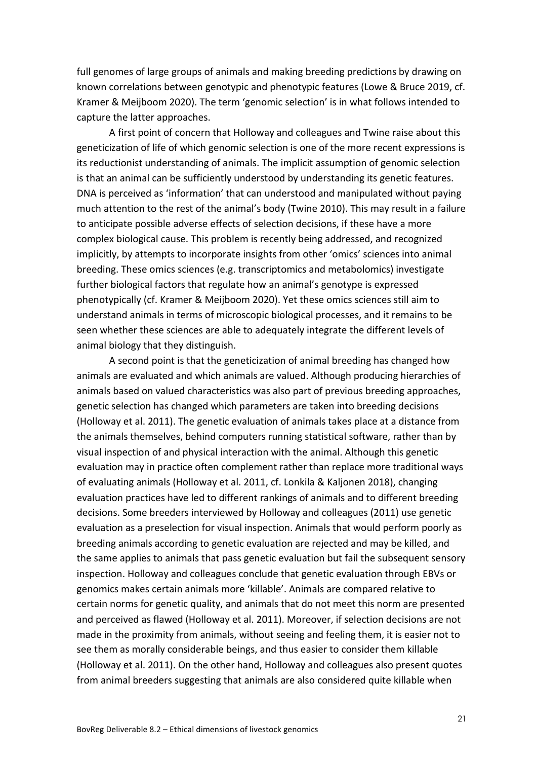full genomes of large groups of animals and making breeding predictions by drawing on known correlations between genotypic and phenotypic features (Lowe & Bruce 2019, cf. Kramer & Meijboom 2020). The term 'genomic selection' is in what follows intended to capture the latter approaches.

A first point of concern that Holloway and colleagues and Twine raise about this geneticization of life of which genomic selection is one of the more recent expressions is its reductionist understanding of animals. The implicit assumption of genomic selection is that an animal can be sufficiently understood by understanding its genetic features. DNA is perceived as 'information' that can understood and manipulated without paying much attention to the rest of the animal's body (Twine 2010). This may result in a failure to anticipate possible adverse effects of selection decisions, if these have a more complex biological cause. This problem is recently being addressed, and recognized implicitly, by attempts to incorporate insights from other 'omics' sciences into animal breeding. These omics sciences (e.g. transcriptomics and metabolomics) investigate further biological factors that regulate how an animal's genotype is expressed phenotypically (cf. Kramer & Meijboom 2020). Yet these omics sciences still aim to understand animals in terms of microscopic biological processes, and it remains to be seen whether these sciences are able to adequately integrate the different levels of animal biology that they distinguish.

A second point is that the geneticization of animal breeding has changed how animals are evaluated and which animals are valued. Although producing hierarchies of animals based on valued characteristics was also part of previous breeding approaches, genetic selection has changed which parameters are taken into breeding decisions (Holloway et al. 2011). The genetic evaluation of animals takes place at a distance from the animals themselves, behind computers running statistical software, rather than by visual inspection of and physical interaction with the animal. Although this genetic evaluation may in practice often complement rather than replace more traditional ways of evaluating animals (Holloway et al. 2011, cf. Lonkila & Kaljonen 2018), changing evaluation practices have led to different rankings of animals and to different breeding decisions. Some breeders interviewed by Holloway and colleagues (2011) use genetic evaluation as a preselection for visual inspection. Animals that would perform poorly as breeding animals according to genetic evaluation are rejected and may be killed, and the same applies to animals that pass genetic evaluation but fail the subsequent sensory inspection. Holloway and colleagues conclude that genetic evaluation through EBVs or genomics makes certain animals more 'killable'. Animals are compared relative to certain norms for genetic quality, and animals that do not meet this norm are presented and perceived as flawed (Holloway et al. 2011). Moreover, if selection decisions are not made in the proximity from animals, without seeing and feeling them, it is easier not to see them as morally considerable beings, and thus easier to consider them killable (Holloway et al. 2011). On the other hand, Holloway and colleagues also present quotes from animal breeders suggesting that animals are also considered quite killable when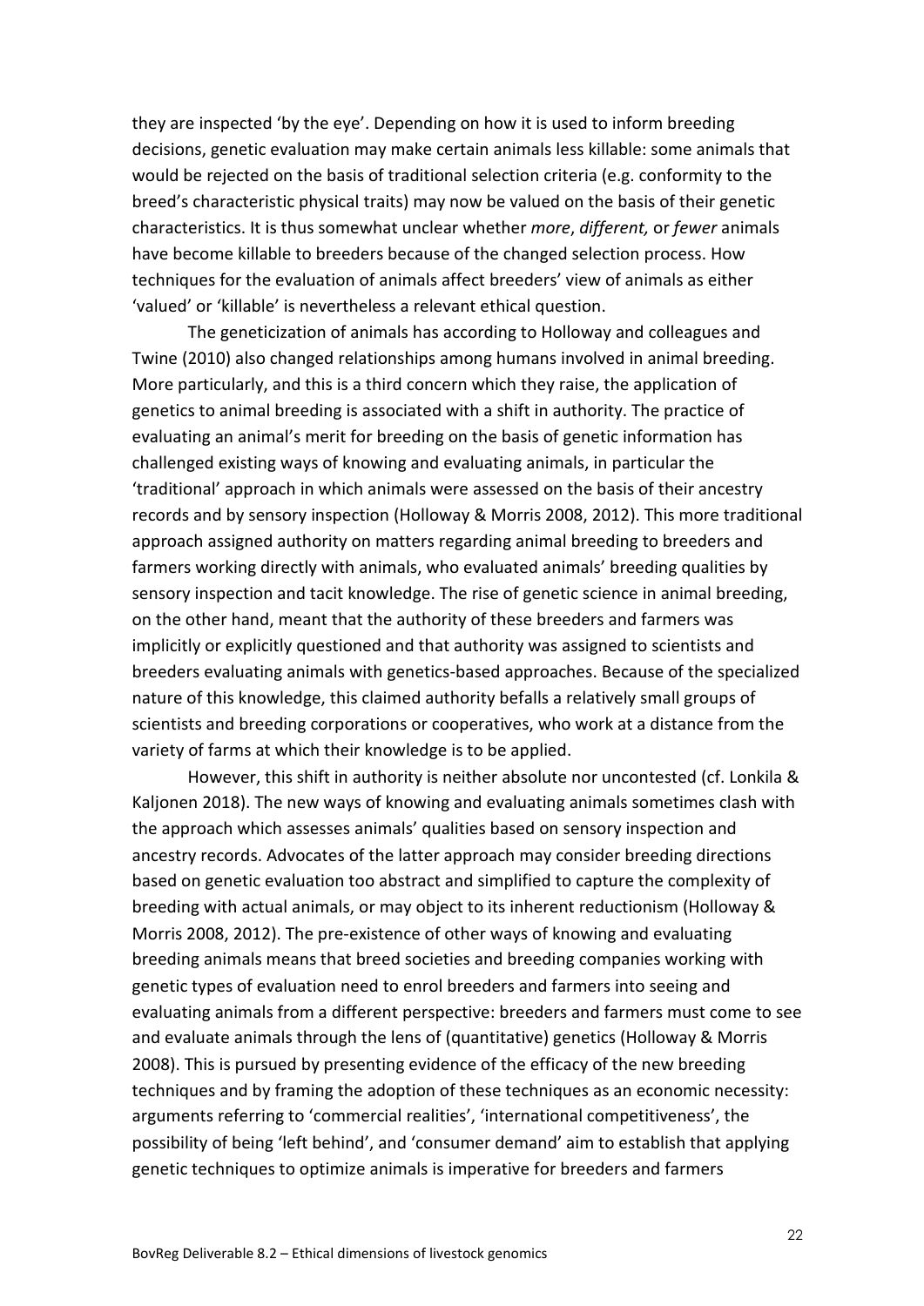they are inspected 'by the eye'. Depending on how it is used to inform breeding decisions, genetic evaluation may make certain animals less killable: some animals that would be rejected on the basis of traditional selection criteria (e.g. conformity to the breed's characteristic physical traits) may now be valued on the basis of their genetic characteristics. It is thus somewhat unclear whether *more*, *different,* or *fewer* animals have become killable to breeders because of the changed selection process. How techniques for the evaluation of animals affect breeders' view of animals as either 'valued' or 'killable' is nevertheless a relevant ethical question.

The geneticization of animals has according to Holloway and colleagues and Twine (2010) also changed relationships among humans involved in animal breeding. More particularly, and this is a third concern which they raise, the application of genetics to animal breeding is associated with a shift in authority. The practice of evaluating an animal's merit for breeding on the basis of genetic information has challenged existing ways of knowing and evaluating animals, in particular the 'traditional' approach in which animals were assessed on the basis of their ancestry records and by sensory inspection (Holloway & Morris 2008, 2012). This more traditional approach assigned authority on matters regarding animal breeding to breeders and farmers working directly with animals, who evaluated animals' breeding qualities by sensory inspection and tacit knowledge. The rise of genetic science in animal breeding, on the other hand, meant that the authority of these breeders and farmers was implicitly or explicitly questioned and that authority was assigned to scientists and breeders evaluating animals with genetics-based approaches. Because of the specialized nature of this knowledge, this claimed authority befalls a relatively small groups of scientists and breeding corporations or cooperatives, who work at a distance from the variety of farms at which their knowledge is to be applied.

However, this shift in authority is neither absolute nor uncontested (cf. Lonkila & Kaljonen 2018). The new ways of knowing and evaluating animals sometimes clash with the approach which assesses animals' qualities based on sensory inspection and ancestry records. Advocates of the latter approach may consider breeding directions based on genetic evaluation too abstract and simplified to capture the complexity of breeding with actual animals, or may object to its inherent reductionism (Holloway & Morris 2008, 2012). The pre-existence of other ways of knowing and evaluating breeding animals means that breed societies and breeding companies working with genetic types of evaluation need to enrol breeders and farmers into seeing and evaluating animals from a different perspective: breeders and farmers must come to see and evaluate animals through the lens of (quantitative) genetics (Holloway & Morris 2008). This is pursued by presenting evidence of the efficacy of the new breeding techniques and by framing the adoption of these techniques as an economic necessity: arguments referring to 'commercial realities', 'international competitiveness', the possibility of being 'left behind', and 'consumer demand' aim to establish that applying genetic techniques to optimize animals is imperative for breeders and farmers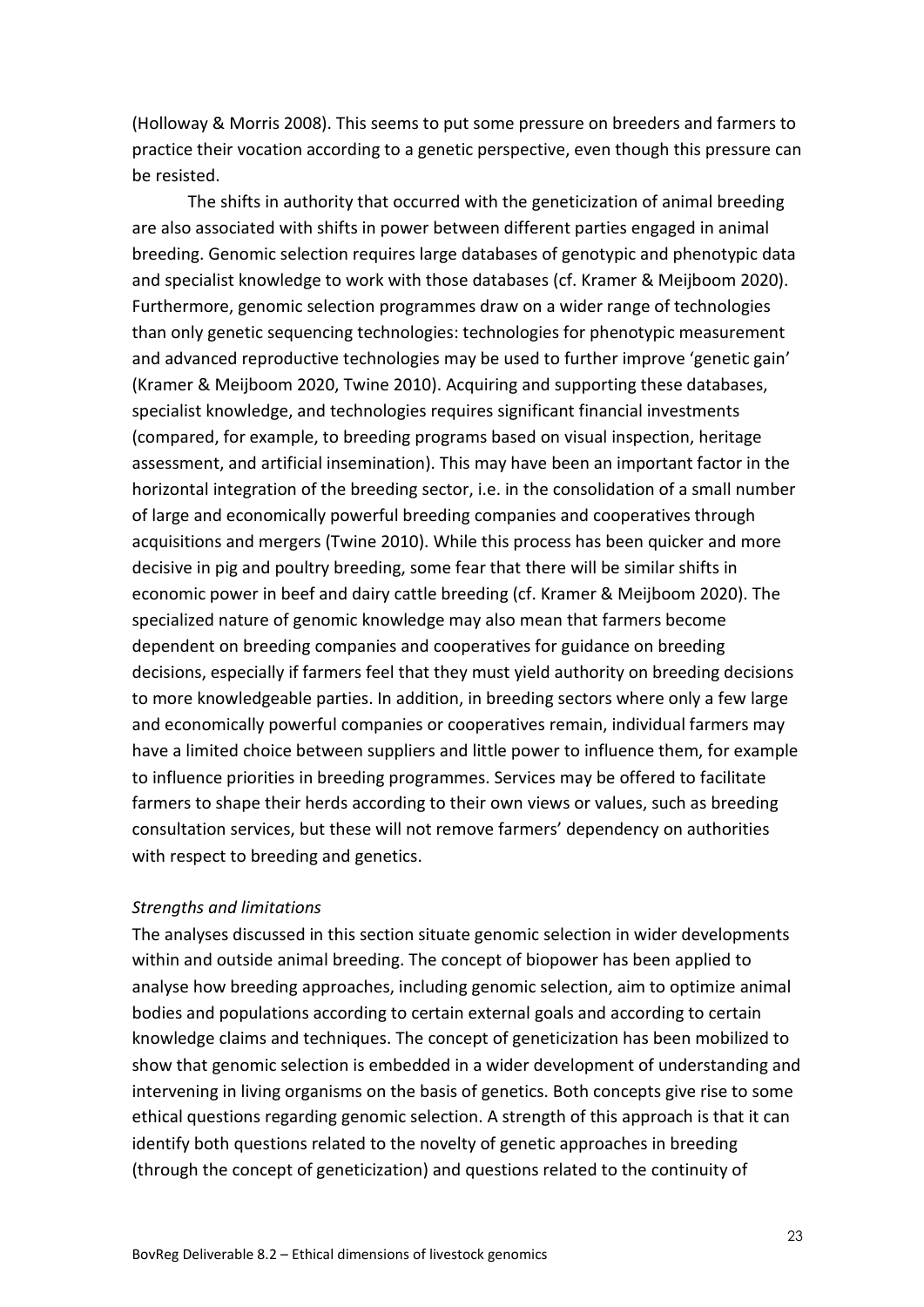(Holloway & Morris 2008). This seems to put some pressure on breeders and farmers to practice their vocation according to a genetic perspective, even though this pressure can be resisted.

The shifts in authority that occurred with the geneticization of animal breeding are also associated with shifts in power between different parties engaged in animal breeding. Genomic selection requires large databases of genotypic and phenotypic data and specialist knowledge to work with those databases (cf. Kramer & Meijboom 2020). Furthermore, genomic selection programmes draw on a wider range of technologies than only genetic sequencing technologies: technologies for phenotypic measurement and advanced reproductive technologies may be used to further improve 'genetic gain' (Kramer & Meijboom 2020, Twine 2010). Acquiring and supporting these databases, specialist knowledge, and technologies requires significant financial investments (compared, for example, to breeding programs based on visual inspection, heritage assessment, and artificial insemination). This may have been an important factor in the horizontal integration of the breeding sector, i.e. in the consolidation of a small number of large and economically powerful breeding companies and cooperatives through acquisitions and mergers (Twine 2010). While this process has been quicker and more decisive in pig and poultry breeding, some fear that there will be similar shifts in economic power in beef and dairy cattle breeding (cf. Kramer & Meijboom 2020). The specialized nature of genomic knowledge may also mean that farmers become dependent on breeding companies and cooperatives for guidance on breeding decisions, especially if farmers feel that they must yield authority on breeding decisions to more knowledgeable parties. In addition, in breeding sectors where only a few large and economically powerful companies or cooperatives remain, individual farmers may have a limited choice between suppliers and little power to influence them, for example to influence priorities in breeding programmes. Services may be offered to facilitate farmers to shape their herds according to their own views or values, such as breeding consultation services, but these will not remove farmers' dependency on authorities with respect to breeding and genetics.

*Strengths and limitations*

The analyses discussed in this section situate genomic selection in wider developments within and outside animal breeding. The concept of biopower has been applied to analyse how breeding approaches, including genomic selection, aim to optimize animal bodies and populations according to certain external goals and according to certain knowledge claims and techniques. The concept of geneticization has been mobilized to show that genomic selection is embedded in a wider development of understanding and intervening in living organisms on the basis of genetics. Both concepts give rise to some ethical questions regarding genomic selection. A strength of this approach is that it can identify both questions related to the novelty of genetic approaches in breeding (through the concept of geneticization) and questions related to the continuity of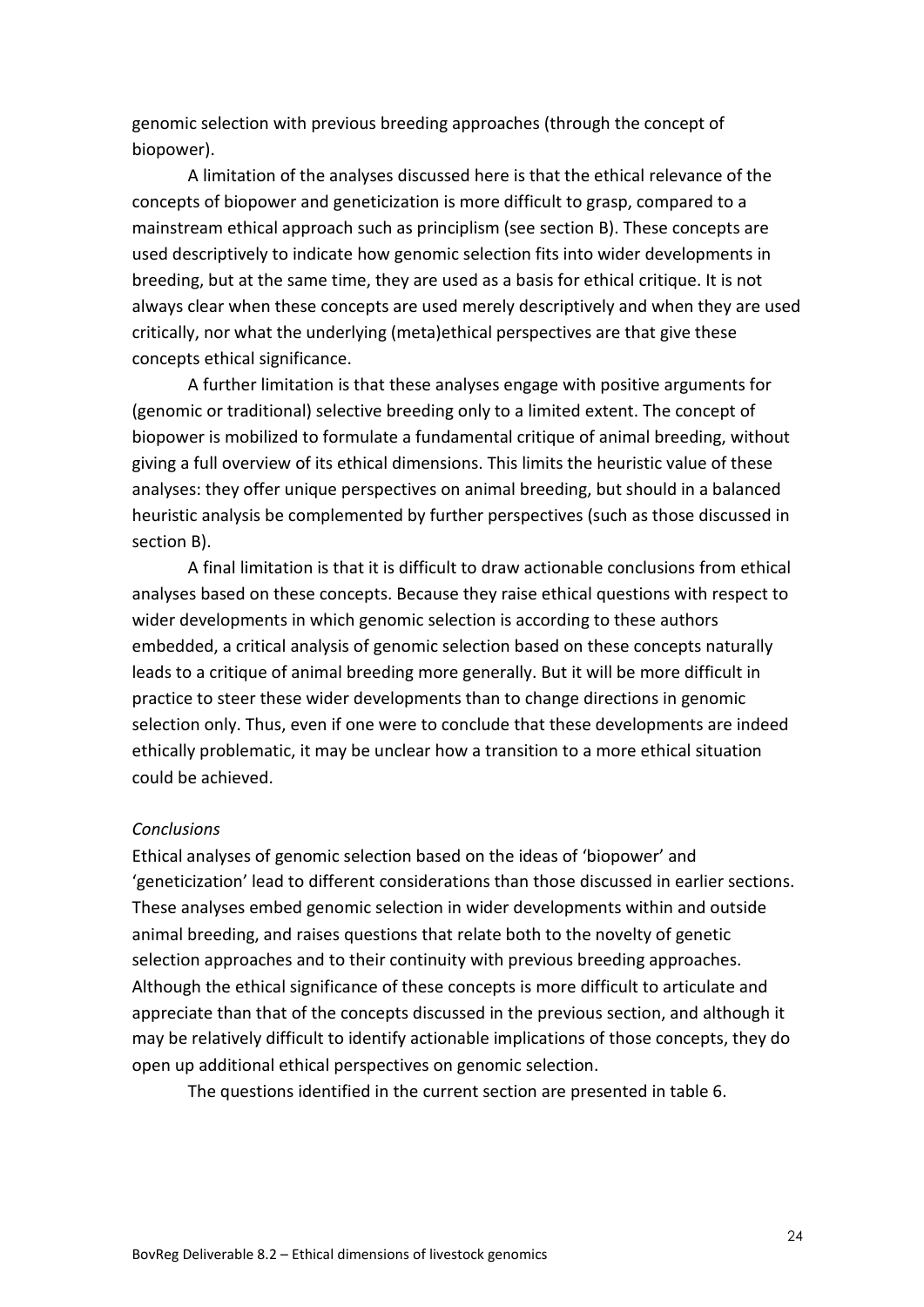genomic selection with previous breeding approaches (through the concept of biopower).

A limitation of the analyses discussed here is that the ethical relevance of the concepts of biopower and geneticization is more difficult to grasp, compared to a mainstream ethical approach such as principlism (see section B). These concepts are used descriptively to indicate how genomic selection fits into wider developments in breeding, but at the same time, they are used as a basis for ethical critique. It is not always clear when these concepts are used merely descriptively and when they are used critically, nor what the underlying (meta)ethical perspectives are that give these concepts ethical significance.

A further limitation is that these analyses engage with positive arguments for (genomic or traditional) selective breeding only to a limited extent. The concept of biopower is mobilized to formulate a fundamental critique of animal breeding, without giving a full overview of its ethical dimensions. This limits the heuristic value of these analyses: they offer unique perspectives on animal breeding, but should in a balanced heuristic analysis be complemented by further perspectives (such as those discussed in section B).

A final limitation is that it is difficult to draw actionable conclusions from ethical analyses based on these concepts. Because they raise ethical questions with respect to wider developments in which genomic selection is according to these authors embedded, a critical analysis of genomic selection based on these concepts naturally leads to a critique of animal breeding more generally. But it will be more difficult in practice to steer these wider developments than to change directions in genomic selection only. Thus, even if one were to conclude that these developments are indeed ethically problematic, it may be unclear how a transition to a more ethical situation could be achieved.

*Conclusions*

Ethical analyses of genomic selection based on the ideas of 'biopower' and 'geneticization' lead to different considerations than those discussed in earlier sections. These analyses embed genomic selection in wider developments within and outside animal breeding, and raises questions that relate both to the novelty of genetic selection approaches and to their continuity with previous breeding approaches. Although the ethical significance of these concepts is more difficult to articulate and appreciate than that of the concepts discussed in the previous section, and although it may be relatively difficult to identify actionable implications of those concepts, they do open up additional ethical perspectives on genomic selection.

The questions identified in the current section are presented in table 6.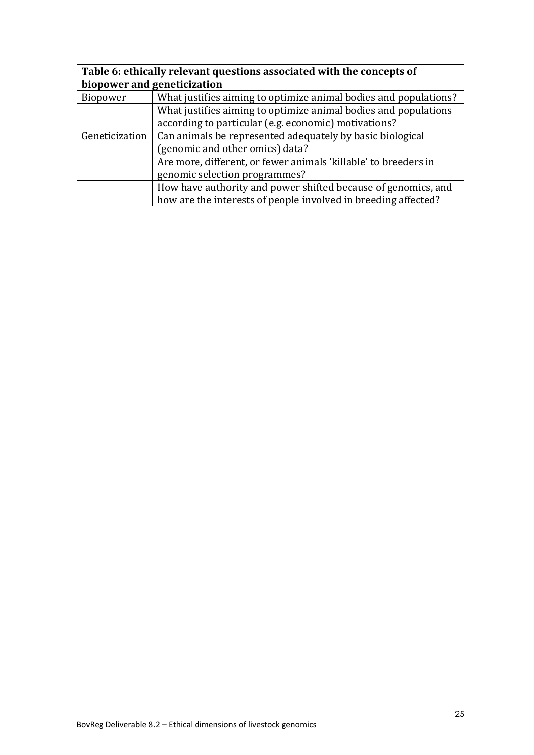**Table 6: ethically relevant questions associated with the concepts of biopower and geneticization**

| | |
|---|---|
| Biopower | What justifies aiming to optimize animal bodies and populations? |
| | What justifies aiming to optimize animal bodies and populations according to particular (e.g. economic) motivations? |
| Geneticization | Can animals be represented adequately by basic biological (genomic and other omics) data? |
| | Are more, different, or fewer animals 'killable' to breeders in genomic selection programmes? |
| | How have authority and power shifted because of genomics, and how are the interests of people involved in breeding affected? |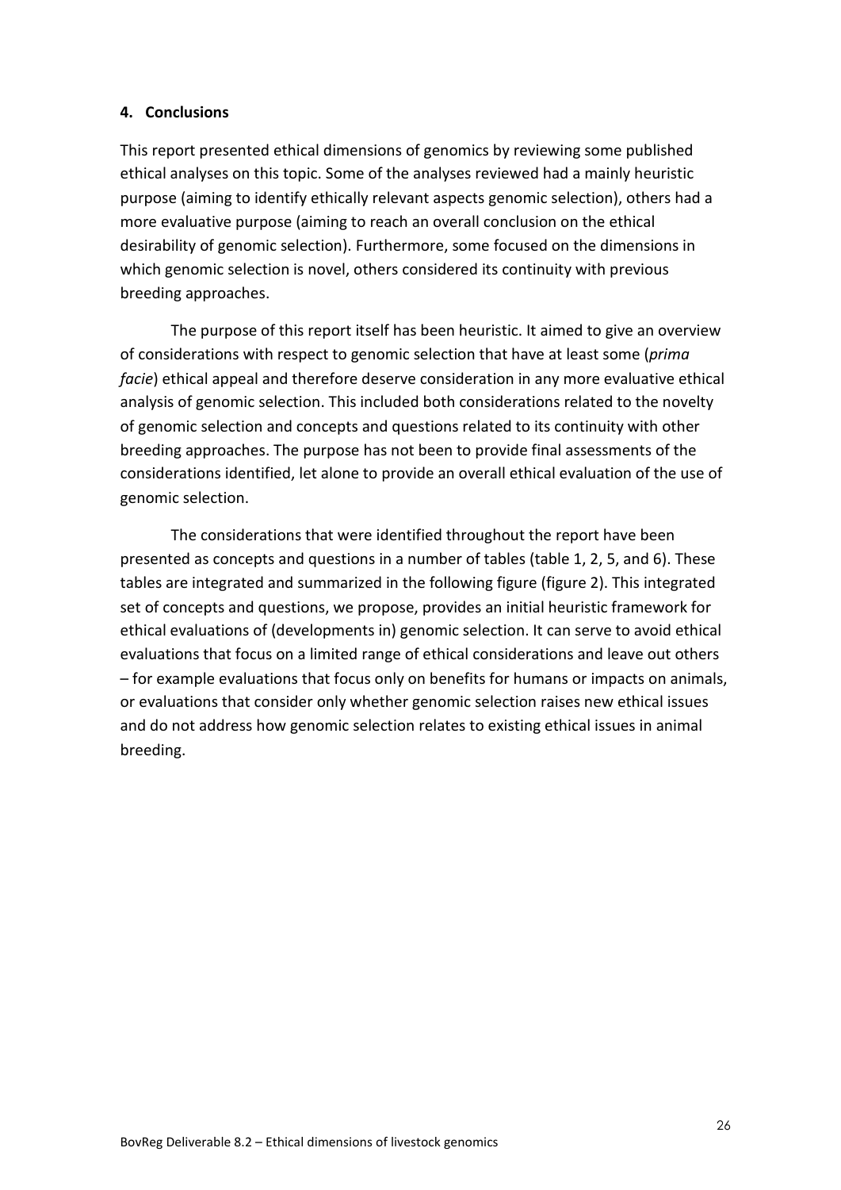## 4. Conclusions

This report presented ethical dimensions of genomics by reviewing some published ethical analyses on this topic. Some of the analyses reviewed had a mainly heuristic purpose (aiming to identify ethically relevant aspects genomic selection), others had a more evaluative purpose (aiming to reach an overall conclusion on the ethical desirability of genomic selection). Furthermore, some focused on the dimensions in which genomic selection is novel, others considered its continuity with previous breeding approaches.

The purpose of this report itself has been heuristic. It aimed to give an overview of considerations with respect to genomic selection that have at least some (*prima facie*) ethical appeal and therefore deserve consideration in any more evaluative ethical analysis of genomic selection. This included both considerations related to the novelty of genomic selection and concepts and questions related to its continuity with other breeding approaches. The purpose has not been to provide final assessments of the considerations identified, let alone to provide an overall ethical evaluation of the use of genomic selection.

The considerations that were identified throughout the report have been presented as concepts and questions in a number of tables (table 1, 2, 5, and 6). These tables are integrated and summarized in the following figure (figure 2). This integrated set of concepts and questions, we propose, provides an initial heuristic framework for ethical evaluations of (developments in) genomic selection. It can serve to avoid ethical evaluations that focus on a limited range of ethical considerations and leave out others – for example evaluations that focus only on benefits for humans or impacts on animals, or evaluations that consider only whether genomic selection raises new ethical issues and do not address how genomic selection relates to existing ethical issues in animal breeding.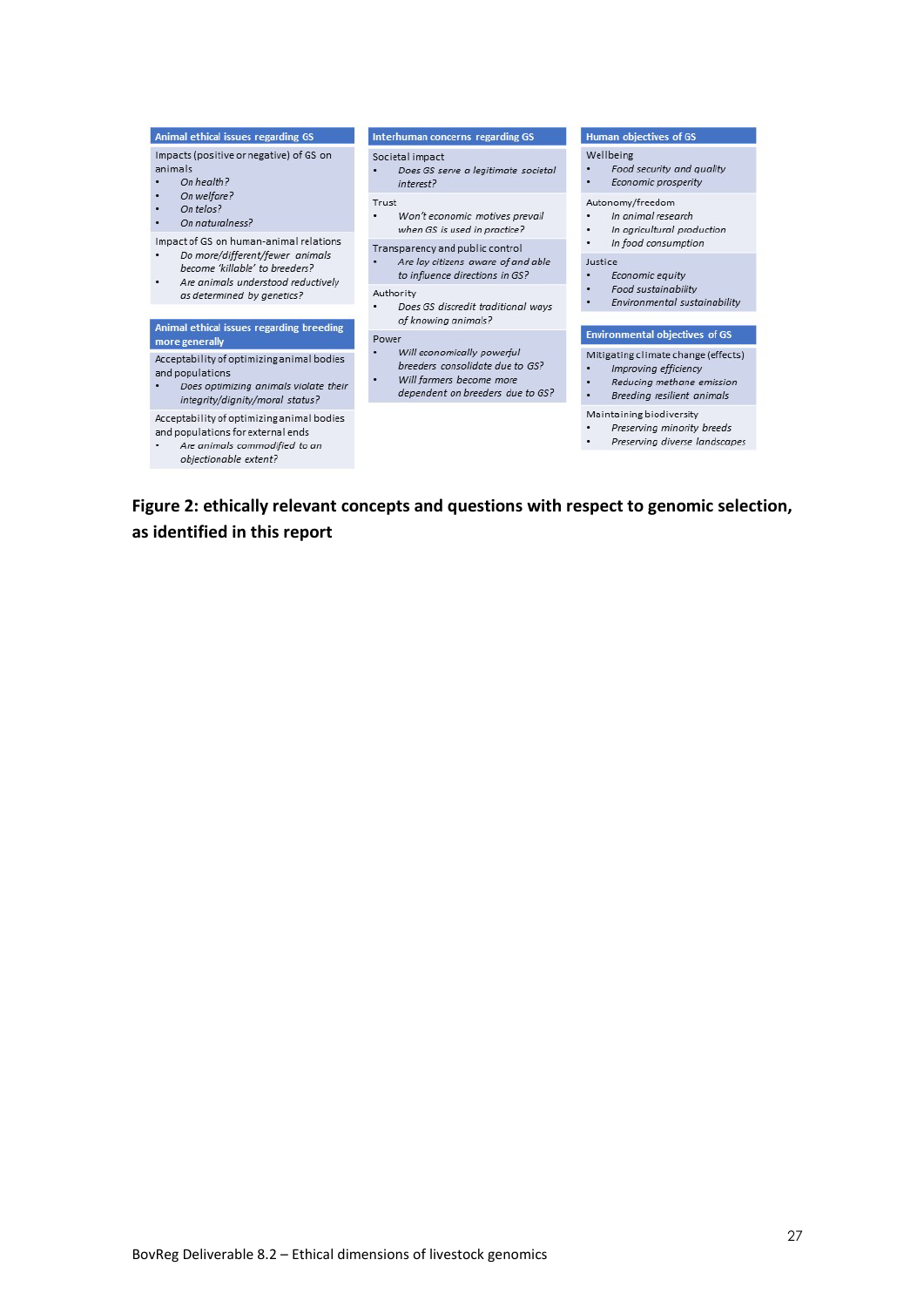**Animal ethical issues regarding GS**

Impacts (positive or negative) of GS on animals

- *On health?*
- *On welfare?*
- *On telos?*
- *On naturalness?*

Impact of GS on human-animal relations

- *Do more/different/fewer animals become 'killable' to breeders?*
- *Are animals understood reductively as determined by genetics?*

**Animal ethical issues regarding breeding more generally**

Acceptability of optimizing animal bodies and populations

- *Does optimizing animals violate their integrity/dignity/moral status?*

Acceptability of optimizing animal bodies and populations for external ends

- *Are animals commodified to an objectionable extent?*

**Interhuman concerns regarding GS**

Societal impact

- *Does GS serve a legitimate societal interest?*

Trust

- *Won't economic motives prevail when GS is used in practice?*

Transparency and public control

- *Are lay citizens aware of and able to influence directions in GS?*

Authority

- *Does GS discredit traditional ways of knowing animals?*

Power

- *Will economically powerful breeders consolidate due to GS?*
- *Will farmers become more dependent on breeders due to GS?*

**Human objectives of GS**

Wellbeing

- *Food security and quality*
- *Economic prosperity*

Autonomy/freedom

- *In animal research*
- *In agricultural production*
- *In food consumption*

Justice

- *Economic equity*
- *Food sustainability*
- *Environmental sustainability*

**Environmental objectives of GS**

Mitigating climate change (effects)

- *Improving efficiency*
- *Reducing methane emission*
- *Breeding resilient animals*

Maintaining biodiversity

- *Preserving minority breeds*
- *Preserving diverse landscapes*

**Figure 2: ethically relevant concepts and questions with respect to genomic selection, as identified in this report**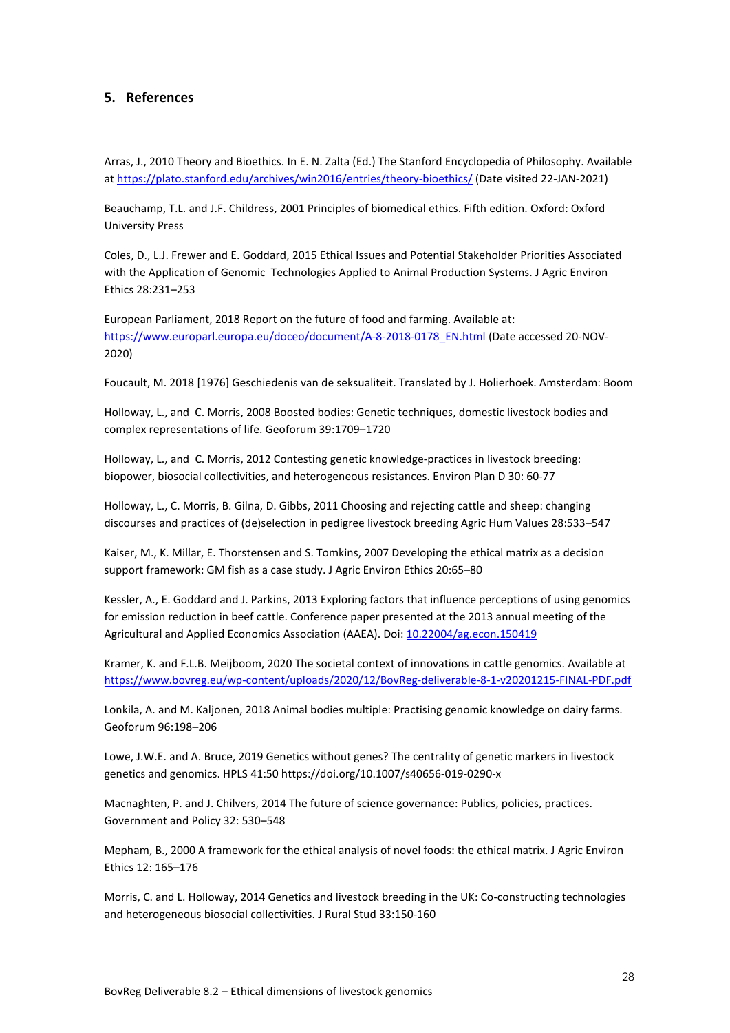## 5. References

Arras, J., 2010 Theory and Bioethics. In E. N. Zalta (Ed.) The Stanford Encyclopedia of Philosophy. Available at https://plato.stanford.edu/archives/win2016/entries/theory-bioethics/ (Date visited 22-JAN-2021)

Beauchamp, T.L. and J.F. Childress, 2001 Principles of biomedical ethics. Fifth edition. Oxford: Oxford University Press

Coles, D., L.J. Frewer and E. Goddard, 2015 Ethical Issues and Potential Stakeholder Priorities Associated with the Application of Genomic Technologies Applied to Animal Production Systems. J Agric Environ Ethics 28:231–253

European Parliament, 2018 Report on the future of food and farming. Available at: https://www.europarl.europa.eu/doceo/document/A-8-2018-0178_EN.html (Date accessed 20-NOV-2020)

Foucault, M. 2018 [1976] Geschiedenis van de seksualiteit. Translated by J. Holierhoek. Amsterdam: Boom

Holloway, L., and C. Morris, 2008 Boosted bodies: Genetic techniques, domestic livestock bodies and complex representations of life. Geoforum 39:1709–1720

Holloway, L., and C. Morris, 2012 Contesting genetic knowledge-practices in livestock breeding: biopower, biosocial collectivities, and heterogeneous resistances. Environ Plan D 30: 60-77

Holloway, L., C. Morris, B. Gilna, D. Gibbs, 2011 Choosing and rejecting cattle and sheep: changing discourses and practices of (de)selection in pedigree livestock breeding Agric Hum Values 28:533–547

Kaiser, M., K. Millar, E. Thorstensen and S. Tomkins, 2007 Developing the ethical matrix as a decision support framework: GM fish as a case study. J Agric Environ Ethics 20:65–80

Kessler, A., E. Goddard and J. Parkins, 2013 Exploring factors that influence perceptions of using genomics for emission reduction in beef cattle. Conference paper presented at the 2013 annual meeting of the Agricultural and Applied Economics Association (AAEA). Doi: 10.22004/ag.econ.150419

Kramer, K. and F.L.B. Meijboom, 2020 The societal context of innovations in cattle genomics. Available at https://www.bovreg.eu/wp-content/uploads/2020/12/BovReg-deliverable-8-1-v20201215-FINAL-PDF.pdf

Lonkila, A. and M. Kaljonen, 2018 Animal bodies multiple: Practising genomic knowledge on dairy farms. Geoforum 96:198–206

Lowe, J.W.E. and A. Bruce, 2019 Genetics without genes? The centrality of genetic markers in livestock genetics and genomics. HPLS 41:50 https://doi.org/10.1007/s40656-019-0290-x

Macnaghten, P. and J. Chilvers, 2014 The future of science governance: Publics, policies, practices. Government and Policy 32: 530–548

Mepham, B., 2000 A framework for the ethical analysis of novel foods: the ethical matrix. J Agric Environ Ethics 12: 165–176

Morris, C. and L. Holloway, 2014 Genetics and livestock breeding in the UK: Co-constructing technologies and heterogeneous biosocial collectivities. J Rural Stud 33:150-160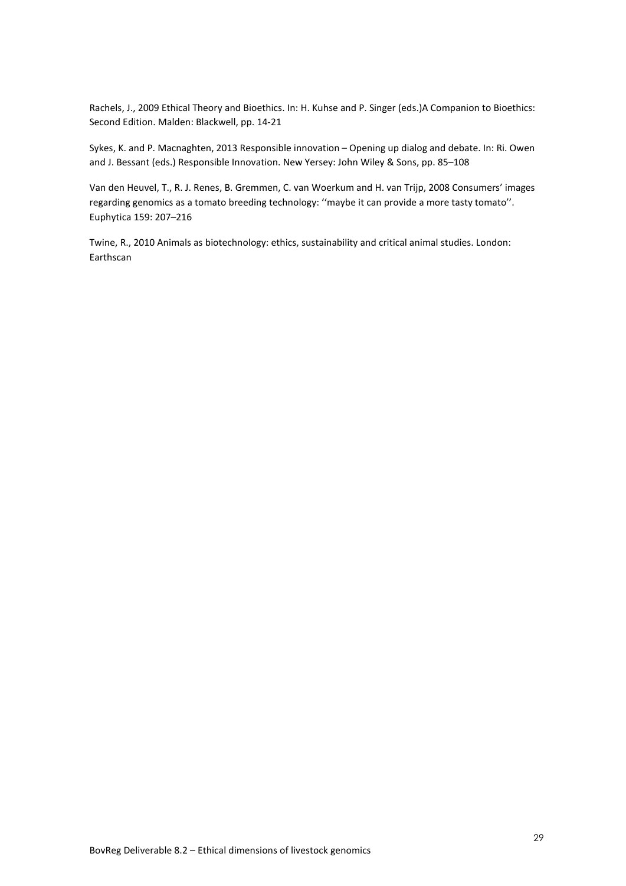Rachels, J., 2009 Ethical Theory and Bioethics. In: H. Kuhse and P. Singer (eds.)A Companion to Bioethics: Second Edition. Malden: Blackwell, pp. 14-21

Sykes, K. and P. Macnaghten, 2013 Responsible innovation – Opening up dialog and debate. In: Ri. Owen and J. Bessant (eds.) Responsible Innovation. New Yersey: John Wiley & Sons, pp. 85–108

Van den Heuvel, T., R. J. Renes, B. Gremmen, C. van Woerkum and H. van Trijp, 2008 Consumers' images regarding genomics as a tomato breeding technology: ''maybe it can provide a more tasty tomato''. Euphytica 159: 207–216

Twine, R., 2010 Animals as biotechnology: ethics, sustainability and critical animal studies. London: Earthscan